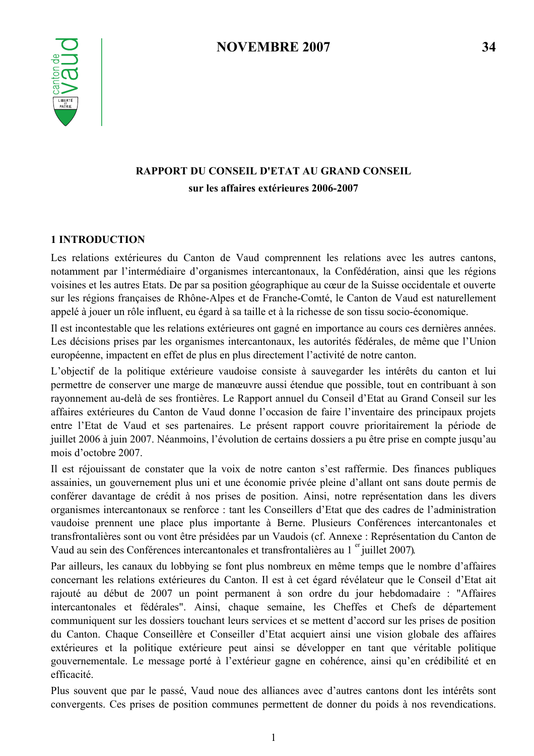NOVEMBRE 2007 34

**RAPPORT DU CONSEIL D'ETAT AU GRAND CONSEIL**
**sur les affaires extérieures 2006-2007**

## 1 INTRODUCTION

Les relations extérieures du Canton de Vaud comprennent les relations avec les autres cantons, notamment par l'intermédiaire d'organismes intercantonaux, la Confédération, ainsi que les régions voisines et les autres Etats. De par sa position géographique au cœur de la Suisse occidentale et ouverte sur les régions françaises de Rhône-Alpes et de Franche-Comté, le Canton de Vaud est naturellement appelé à jouer un rôle influent, eu égard à sa taille et à la richesse de son tissu socio-économique.

Il est incontestable que les relations extérieures ont gagné en importance au cours ces dernières années. Les décisions prises par les organismes intercantonaux, les autorités fédérales, de même que l'Union européenne, impactent en effet de plus en plus directement l'activité de notre canton.

L'objectif de la politique extérieure vaudoise consiste à sauvegarder les intérêts du canton et lui permettre de conserver une marge de manœuvre aussi étendue que possible, tout en contribuant à son rayonnement au-delà de ses frontières. Le Rapport annuel du Conseil d'Etat au Grand Conseil sur les affaires extérieures du Canton de Vaud donne l'occasion de faire l'inventaire des principaux projets entre l'Etat de Vaud et ses partenaires. Le présent rapport couvre prioritairement la période de juillet 2006 à juin 2007. Néanmoins, l'évolution de certains dossiers a pu être prise en compte jusqu'au mois d'octobre 2007.

Il est réjouissant de constater que la voix de notre canton s'est raffermie. Des finances publiques assainies, un gouvernement plus uni et une économie privée pleine d'allant ont sans doute permis de conférer davantage de crédit à nos prises de position. Ainsi, notre représentation dans les divers organismes intercantonaux se renforce : tant les Conseillers d'Etat que des cadres de l'administration vaudoise prennent une place plus importante à Berne. Plusieurs Conférences intercantonales et transfrontalières sont ou vont être présidées par un Vaudois (cf. Annexe : Représentation du Canton de Vaud au sein des Conférences intercantonales et transfrontalières au 1[er] juillet 2007).

Par ailleurs, les canaux du lobbying se font plus nombreux en même temps que le nombre d'affaires concernant les relations extérieures du Canton. Il est à cet égard révélateur que le Conseil d'Etat ait rajouté au début de 2007 un point permanent à son ordre du jour hebdomadaire : "Affaires intercantonales et fédérales". Ainsi, chaque semaine, les Cheffes et Chefs de département communiquent sur les dossiers touchant leurs services et se mettent d'accord sur les prises de position du Canton. Chaque Conseillère et Conseiller d'Etat acquiert ainsi une vision globale des affaires extérieures et la politique extérieure peut ainsi se développer en tant que véritable politique gouvernementale. Le message porté à l'extérieur gagne en cohérence, ainsi qu'en crédibilité et en efficacité.

Plus souvent que par le passé, Vaud noue des alliances avec d'autres cantons dont les intérêts sont convergents. Ces prises de position communes permettent de donner du poids à nos revendications.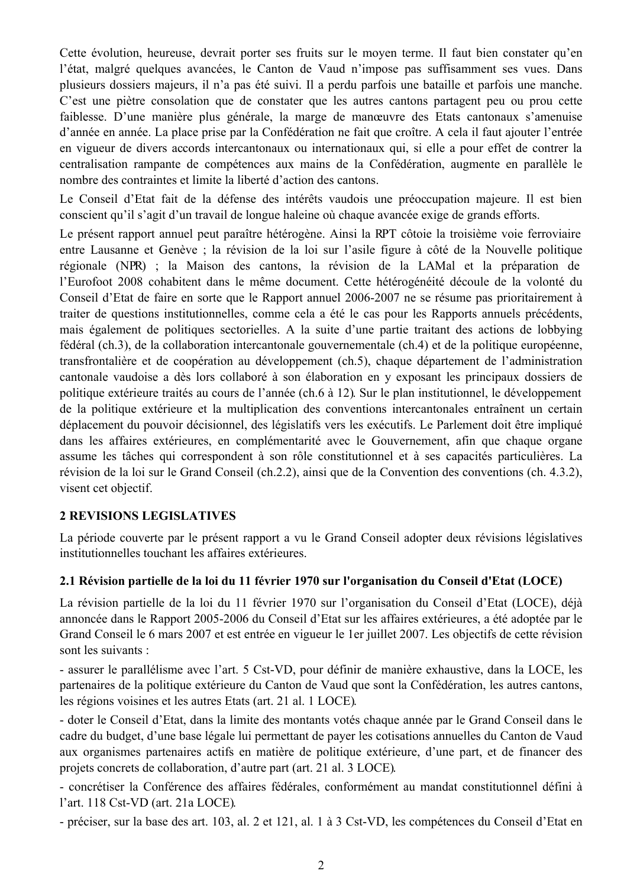Cette évolution, heureuse, devrait porter ses fruits sur le moyen terme. Il faut bien constater qu'en l'état, malgré quelques avancées, le Canton de Vaud n'impose pas suffisamment ses vues. Dans plusieurs dossiers majeurs, il n'a pas été suivi. Il a perdu parfois une bataille et parfois une manche. C'est une piètre consolation que de constater que les autres cantons partagent peu ou prou cette faiblesse. D'une manière plus générale, la marge de manœuvre des Etats cantonaux s'amenuise d'année en année. La place prise par la Confédération ne fait que croître. A cela il faut ajouter l'entrée en vigueur de divers accords intercantonaux ou internationaux qui, si elle a pour effet de contrer la centralisation rampante de compétences aux mains de la Confédération, augmente en parallèle le nombre des contraintes et limite la liberté d'action des cantons.

Le Conseil d'Etat fait de la défense des intérêts vaudois une préoccupation majeure. Il est bien conscient qu'il s'agit d'un travail de longue haleine où chaque avancée exige de grands efforts.

Le présent rapport annuel peut paraître hétérogène. Ainsi la RPT côtoie la troisième voie ferroviaire entre Lausanne et Genève ; la révision de la loi sur l'asile figure à côté de la Nouvelle politique régionale (NPR) ; la Maison des cantons, la révision de la LAMal et la préparation de l'Eurofoot 2008 cohabitent dans le même document. Cette hétérogénéité découle de la volonté du Conseil d'Etat de faire en sorte que le Rapport annuel 2006-2007 ne se résume pas prioritairement à traiter de questions institutionnelles, comme cela a été le cas pour les Rapports annuels précédents, mais également de politiques sectorielles. A la suite d'une partie traitant des actions de lobbying fédéral (ch.3), de la collaboration intercantonale gouvernementale (ch.4) et de la politique européenne, transfrontalière et de coopération au développement (ch.5), chaque département de l'administration cantonale vaudoise a dès lors collaboré à son élaboration en y exposant les principaux dossiers de politique extérieure traités au cours de l'année (ch.6 à 12). Sur le plan institutionnel, le développement de la politique extérieure et la multiplication des conventions intercantonales entraînent un certain déplacement du pouvoir décisionnel, des législatifs vers les exécutifs. Le Parlement doit être impliqué dans les affaires extérieures, en complémentarité avec le Gouvernement, afin que chaque organe assume les tâches qui correspondent à son rôle constitutionnel et à ses capacités particulières. La révision de la loi sur le Grand Conseil (ch.2.2), ainsi que de la Convention des conventions (ch. 4.3.2), visent cet objectif.

## 2 REVISIONS LEGISLATIVES

La période couverte par le présent rapport a vu le Grand Conseil adopter deux révisions législatives institutionnelles touchant les affaires extérieures.

### 2.1 Révision partielle de la loi du 11 février 1970 sur l'organisation du Conseil d'Etat (LOCE)

La révision partielle de la loi du 11 février 1970 sur l'organisation du Conseil d'Etat (LOCE), déjà annoncée dans le Rapport 2005-2006 du Conseil d'Etat sur les affaires extérieures, a été adoptée par le Grand Conseil le 6 mars 2007 et est entrée en vigueur le 1er juillet 2007. Les objectifs de cette révision sont les suivants :

- assurer le parallélisme avec l'art. 5 Cst-VD, pour définir de manière exhaustive, dans la LOCE, les partenaires de la politique extérieure du Canton de Vaud que sont la Confédération, les autres cantons, les régions voisines et les autres Etats (art. 21 al. 1 LOCE).
- doter le Conseil d'Etat, dans la limite des montants votés chaque année par le Grand Conseil dans le cadre du budget, d'une base légale lui permettant de payer les cotisations annuelles du Canton de Vaud aux organismes partenaires actifs en matière de politique extérieure, d'une part, et de financer des projets concrets de collaboration, d'autre part (art. 21 al. 3 LOCE).
- concrétiser la Conférence des affaires fédérales, conformément au mandat constitutionnel défini à l'art. 118 Cst-VD (art. 21a LOCE).
- préciser, sur la base des art. 103, al. 2 et 121, al. 1 à 3 Cst-VD, les compétences du Conseil d'Etat en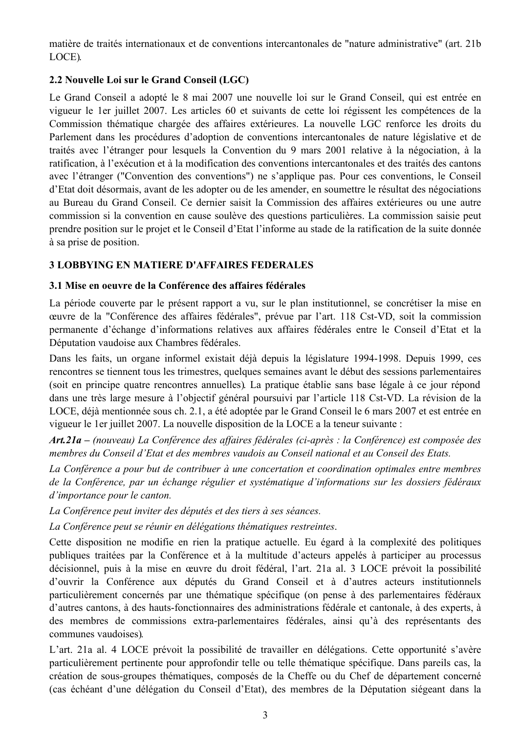matière de traités internationaux et de conventions intercantonales de "nature administrative" (art. 21b LOCE).

### 2.2 Nouvelle Loi sur le Grand Conseil (LGC)

Le Grand Conseil a adopté le 8 mai 2007 une nouvelle loi sur le Grand Conseil, qui est entrée en vigueur le 1er juillet 2007. Les articles 60 et suivants de cette loi régissent les compétences de la Commission thématique chargée des affaires extérieures. La nouvelle LGC renforce les droits du Parlement dans les procédures d'adoption de conventions intercantonales de nature législative et de traités avec l'étranger pour lesquels la Convention du 9 mars 2001 relative à la négociation, à la ratification, à l'exécution et à la modification des conventions intercantonales et des traités des cantons avec l'étranger ("Convention des conventions") ne s'applique pas. Pour ces conventions, le Conseil d'Etat doit désormais, avant de les adopter ou de les amender, en soumettre le résultat des négociations au Bureau du Grand Conseil. Ce dernier saisit la Commission des affaires extérieures ou une autre commission si la convention en cause soulève des questions particulières. La commission saisie peut prendre position sur le projet et le Conseil d'Etat l'informe au stade de la ratification de la suite donnée à sa prise de position.

## 3 LOBBYING EN MATIERE D'AFFAIRES FEDERALES

### 3.1 Mise en oeuvre de la Conférence des affaires fédérales

La période couverte par le présent rapport a vu, sur le plan institutionnel, se concrétiser la mise en œuvre de la "Conférence des affaires fédérales", prévue par l'art. 118 Cst-VD, soit la commission permanente d'échange d'informations relatives aux affaires fédérales entre le Conseil d'Etat et la Députation vaudoise aux Chambres fédérales.

Dans les faits, un organe informel existait déjà depuis la législature 1994-1998. Depuis 1999, ces rencontres se tiennent tous les trimestres, quelques semaines avant le début des sessions parlementaires (soit en principe quatre rencontres annuelles). La pratique établie sans base légale à ce jour répond dans une très large mesure à l'objectif général poursuivi par l'article 118 Cst-VD. La révision de la LOCE, déjà mentionnée sous ch. 2.1, a été adoptée par le Grand Conseil le 6 mars 2007 et est entrée en vigueur le 1er juillet 2007. La nouvelle disposition de la LOCE a la teneur suivante :

***Art.21a*** *– (nouveau) La Conférence des affaires fédérales (ci-après : la Conférence) est composée des membres du Conseil d'Etat et des membres vaudois au Conseil national et au Conseil des Etats.*

*La Conférence a pour but de contribuer à une concertation et coordination optimales entre membres de la Conférence, par un échange régulier et systématique d'informations sur les dossiers fédéraux d'importance pour le canton.*

*La Conférence peut inviter des députés et des tiers à ses séances.*

*La Conférence peut se réunir en délégations thématiques restreintes.*

Cette disposition ne modifie en rien la pratique actuelle. Eu égard à la complexité des politiques publiques traitées par la Conférence et à la multitude d'acteurs appelés à participer au processus décisionnel, puis à la mise en œuvre du droit fédéral, l'art. 21a al. 3 LOCE prévoit la possibilité d'ouvrir la Conférence aux députés du Grand Conseil et à d'autres acteurs institutionnels particulièrement concernés par une thématique spécifique (on pense à des parlementaires fédéraux d'autres cantons, à des hauts-fonctionnaires des administrations fédérale et cantonale, à des experts, à des membres de commissions extra-parlementaires fédérales, ainsi qu'à des représentants des communes vaudoises).

L'art. 21a al. 4 LOCE prévoit la possibilité de travailler en délégations. Cette opportunité s'avère particulièrement pertinente pour approfondir telle ou telle thématique spécifique. Dans pareils cas, la création de sous-groupes thématiques, composés de la Cheffe ou du Chef de département concerné (cas échéant d'une délégation du Conseil d'Etat), des membres de la Députation siégeant dans la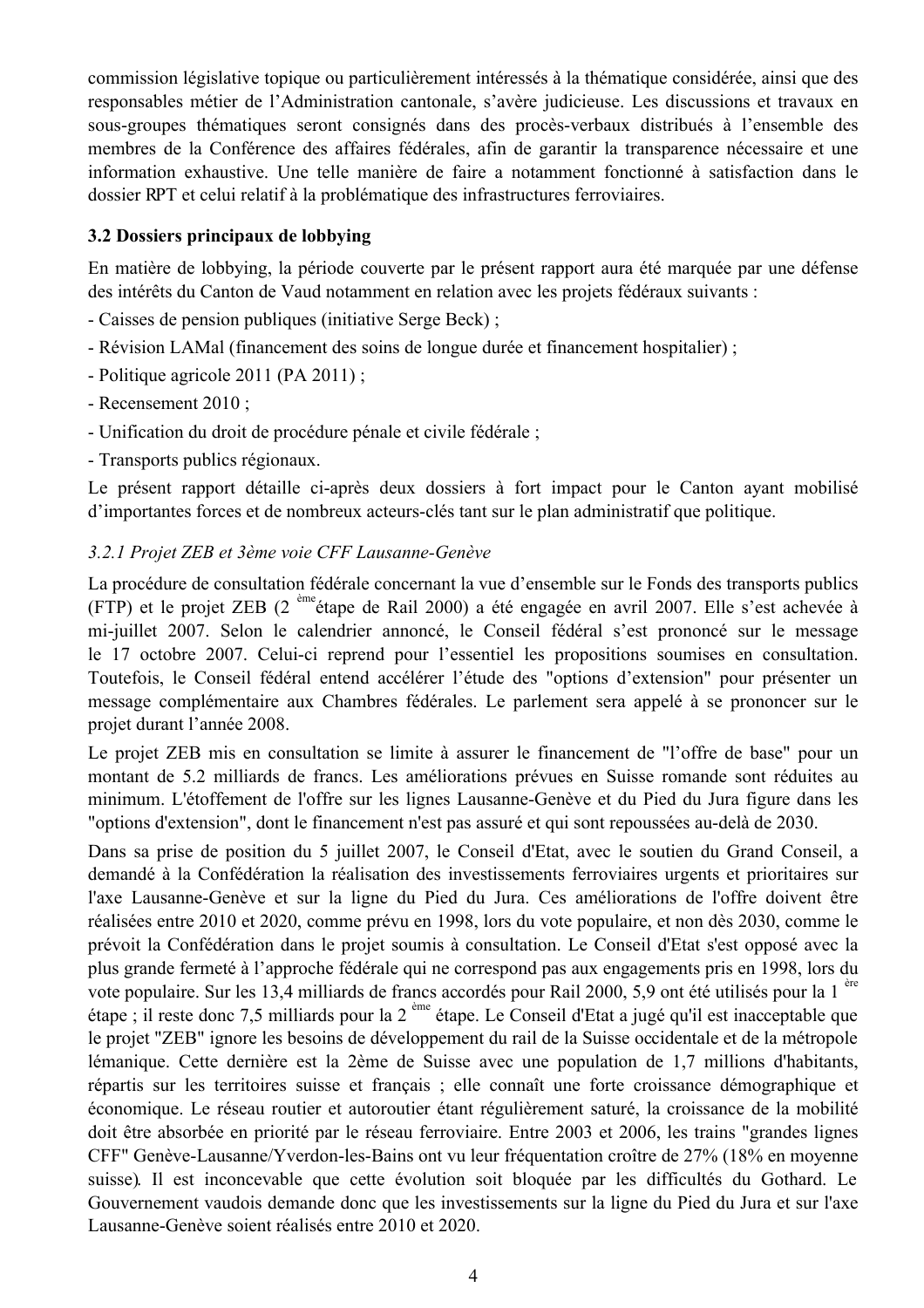commission législative topique ou particulièrement intéressés à la thématique considérée, ainsi que des responsables métier de l'Administration cantonale, s'avère judicieuse. Les discussions et travaux en sous-groupes thématiques seront consignés dans des procès-verbaux distribués à l'ensemble des membres de la Conférence des affaires fédérales, afin de garantir la transparence nécessaire et une information exhaustive. Une telle manière de faire a notamment fonctionné à satisfaction dans le dossier RPT et celui relatif à la problématique des infrastructures ferroviaires.

### 3.2 Dossiers principaux de lobbying

En matière de lobbying, la période couverte par le présent rapport aura été marquée par une défense des intérêts du Canton de Vaud notamment en relation avec les projets fédéraux suivants :

- Caisses de pension publiques (initiative Serge Beck) ;
- Révision LAMal (financement des soins de longue durée et financement hospitalier) ;
- Politique agricole 2011 (PA 2011) ;
- Recensement 2010 ;
- Unification du droit de procédure pénale et civile fédérale ;
- Transports publics régionaux.

Le présent rapport détaille ci-après deux dossiers à fort impact pour le Canton ayant mobilisé d'importantes forces et de nombreux acteurs-clés tant sur le plan administratif que politique.

#### *3.2.1 Projet ZEB et 3ème voie CFF Lausanne-Genève*

La procédure de consultation fédérale concernant la vue d'ensemble sur le Fonds des transports publics (FTP) et le projet ZEB (2 ème étape de Rail 2000) a été engagée en avril 2007. Elle s'est achevée à mi-juillet 2007. Selon le calendrier annoncé, le Conseil fédéral s'est prononcé sur le message le 17 octobre 2007. Celui-ci reprend pour l'essentiel les propositions soumises en consultation. Toutefois, le Conseil fédéral entend accélérer l'étude des "options d'extension" pour présenter un message complémentaire aux Chambres fédérales. Le parlement sera appelé à se prononcer sur le projet durant l'année 2008.

Le projet ZEB mis en consultation se limite à assurer le financement de "l'offre de base" pour un montant de 5.2 milliards de francs. Les améliorations prévues en Suisse romande sont réduites au minimum. L'étoffement de l'offre sur les lignes Lausanne-Genève et du Pied du Jura figure dans les "options d'extension", dont le financement n'est pas assuré et qui sont repoussées au-delà de 2030.

Dans sa prise de position du 5 juillet 2007, le Conseil d'Etat, avec le soutien du Grand Conseil, a demandé à la Confédération la réalisation des investissements ferroviaires urgents et prioritaires sur l'axe Lausanne-Genève et sur la ligne du Pied du Jura. Ces améliorations de l'offre doivent être réalisées entre 2010 et 2020, comme prévu en 1998, lors du vote populaire, et non dès 2030, comme le prévoit la Confédération dans le projet soumis à consultation. Le Conseil d'Etat s'est opposé avec la plus grande fermeté à l'approche fédérale qui ne correspond pas aux engagements pris en 1998, lors du vote populaire. Sur les 13,4 milliards de francs accordés pour Rail 2000, 5,9 ont été utilisés pour la 1 ère étape ; il reste donc 7,5 milliards pour la 2 ème étape. Le Conseil d'Etat a jugé qu'il est inacceptable que le projet "ZEB" ignore les besoins de développement du rail de la Suisse occidentale et de la métropole lémanique. Cette dernière est la 2ème de Suisse avec une population de 1,7 millions d'habitants, répartis sur les territoires suisse et français ; elle connaît une forte croissance démographique et économique. Le réseau routier et autoroutier étant régulièrement saturé, la croissance de la mobilité doit être absorbée en priorité par le réseau ferroviaire. Entre 2003 et 2006, les trains "grandes lignes CFF" Genève-Lausanne/Yverdon-les-Bains ont vu leur fréquentation croître de 27% (18% en moyenne suisse). Il est inconcevable que cette évolution soit bloquée par les difficultés du Gothard. Le Gouvernement vaudois demande donc que les investissements sur la ligne du Pied du Jura et sur l'axe Lausanne-Genève soient réalisés entre 2010 et 2020.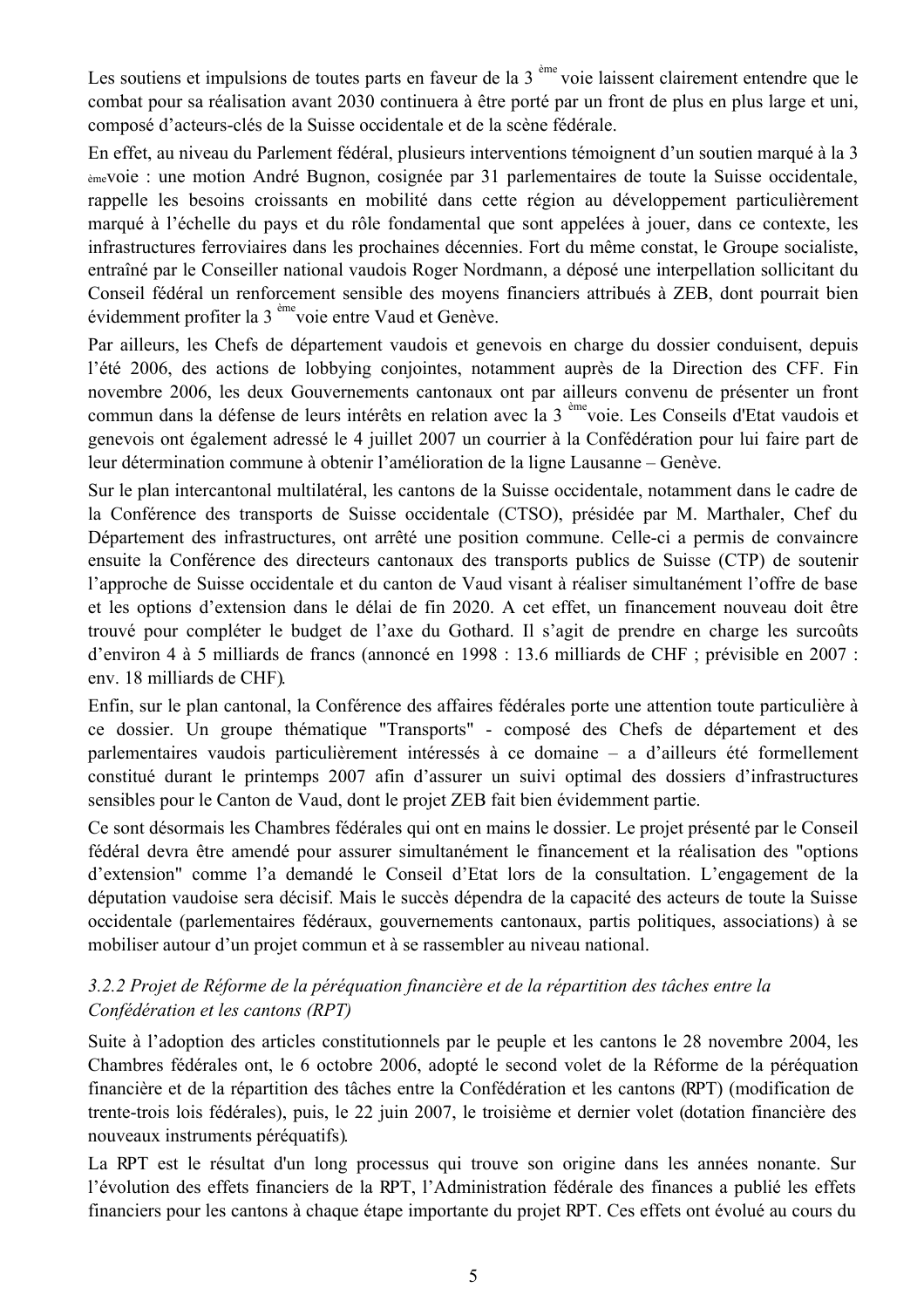Les soutiens et impulsions de toutes parts en faveur de la 3 ème voie laissent clairement entendre que le combat pour sa réalisation avant 2030 continuera à être porté par un front de plus en plus large et uni, composé d'acteurs-clés de la Suisse occidentale et de la scène fédérale.

En effet, au niveau du Parlement fédéral, plusieurs interventions témoignent d'un soutien marqué à la 3 èmevoie : une motion André Bugnon, cosignée par 31 parlementaires de toute la Suisse occidentale, rappelle les besoins croissants en mobilité dans cette région au développement particulièrement marqué à l'échelle du pays et du rôle fondamental que sont appelées à jouer, dans ce contexte, les infrastructures ferroviaires dans les prochaines décennies. Fort du même constat, le Groupe socialiste, entraîné par le Conseiller national vaudois Roger Nordmann, a déposé une interpellation sollicitant du Conseil fédéral un renforcement sensible des moyens financiers attribués à ZEB, dont pourrait bien évidemment profiter la 3 èmevoie entre Vaud et Genève.

Par ailleurs, les Chefs de département vaudois et genevois en charge du dossier conduisent, depuis l'été 2006, des actions de lobbying conjointes, notamment auprès de la Direction des CFF. Fin novembre 2006, les deux Gouvernements cantonaux ont par ailleurs convenu de présenter un front commun dans la défense de leurs intérêts en relation avec la 3 èmevoie. Les Conseils d'Etat vaudois et genevois ont également adressé le 4 juillet 2007 un courrier à la Confédération pour lui faire part de leur détermination commune à obtenir l'amélioration de la ligne Lausanne – Genève.

Sur le plan intercantonal multilatéral, les cantons de la Suisse occidentale, notamment dans le cadre de la Conférence des transports de Suisse occidentale (CTSO), présidée par M. Marthaler, Chef du Département des infrastructures, ont arrêté une position commune. Celle-ci a permis de convaincre ensuite la Conférence des directeurs cantonaux des transports publics de Suisse (CTP) de soutenir l'approche de Suisse occidentale et du canton de Vaud visant à réaliser simultanément l'offre de base et les options d'extension dans le délai de fin 2020. A cet effet, un financement nouveau doit être trouvé pour compléter le budget de l'axe du Gothard. Il s'agit de prendre en charge les surcoûts d'environ 4 à 5 milliards de francs (annoncé en 1998 : 13.6 milliards de CHF ; prévisible en 2007 : env. 18 milliards de CHF).

Enfin, sur le plan cantonal, la Conférence des affaires fédérales porte une attention toute particulière à ce dossier. Un groupe thématique "Transports" - composé des Chefs de département et des parlementaires vaudois particulièrement intéressés à ce domaine – a d'ailleurs été formellement constitué durant le printemps 2007 afin d'assurer un suivi optimal des dossiers d'infrastructures sensibles pour le Canton de Vaud, dont le projet ZEB fait bien évidemment partie.

Ce sont désormais les Chambres fédérales qui ont en mains le dossier. Le projet présenté par le Conseil fédéral devra être amendé pour assurer simultanément le financement et la réalisation des "options d'extension" comme l'a demandé le Conseil d'Etat lors de la consultation. L'engagement de la députation vaudoise sera décisif. Mais le succès dépendra de la capacité des acteurs de toute la Suisse occidentale (parlementaires fédéraux, gouvernements cantonaux, partis politiques, associations) à se mobiliser autour d'un projet commun et à se rassembler au niveau national.

### *3.2.2 Projet de Réforme de la péréquation financière et de la répartition des tâches entre la Confédération et les cantons (RPT)*

Suite à l'adoption des articles constitutionnels par le peuple et les cantons le 28 novembre 2004, les Chambres fédérales ont, le 6 octobre 2006, adopté le second volet de la Réforme de la péréquation financière et de la répartition des tâches entre la Confédération et les cantons (RPT) (modification de trente-trois lois fédérales), puis, le 22 juin 2007, le troisième et dernier volet (dotation financière des nouveaux instruments péréquatifs).

La RPT est le résultat d'un long processus qui trouve son origine dans les années nonante. Sur l'évolution des effets financiers de la RPT, l'Administration fédérale des finances a publié les effets financiers pour les cantons à chaque étape importante du projet RPT. Ces effets ont évolué au cours du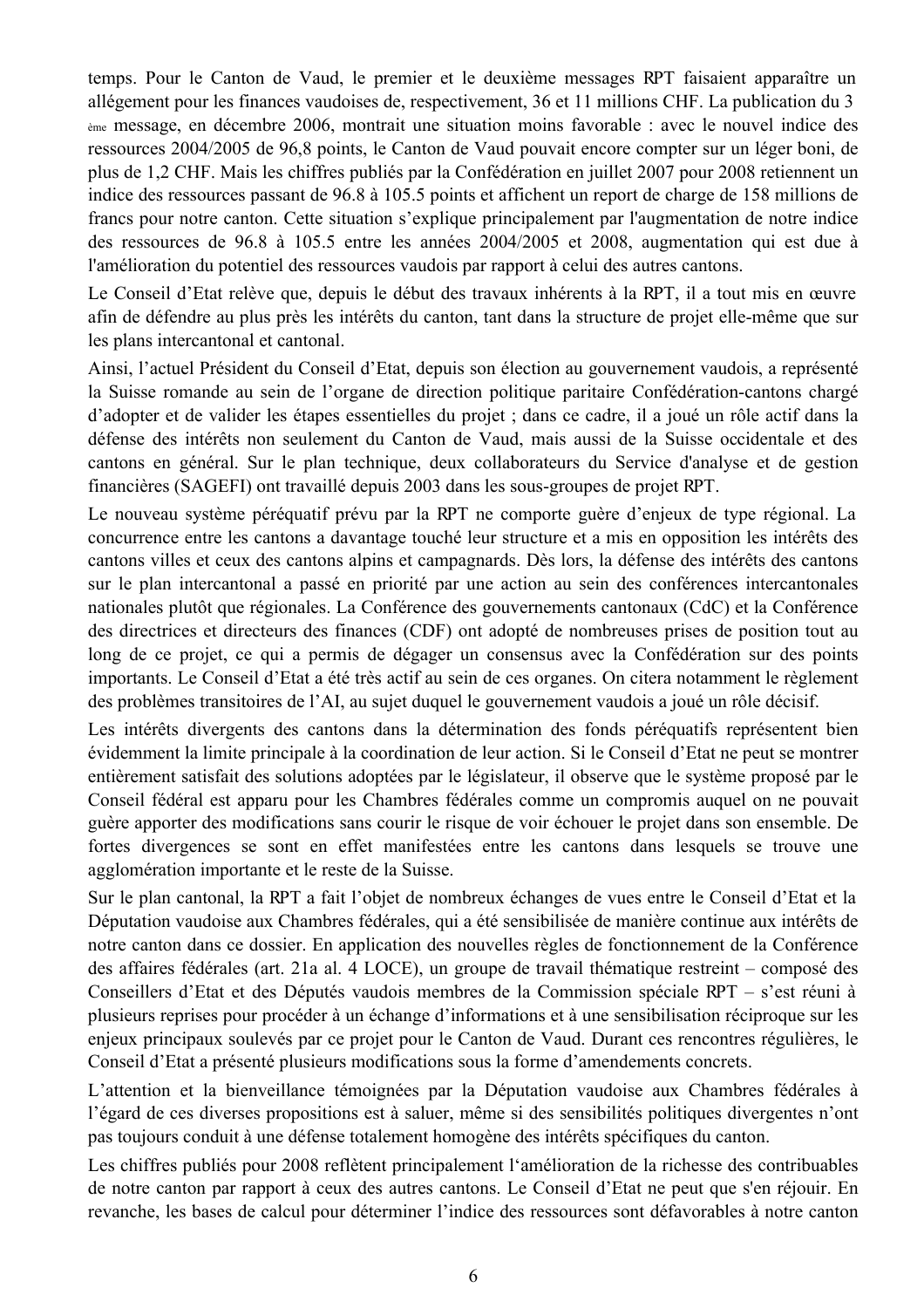temps. Pour le Canton de Vaud, le premier et le deuxième messages RPT faisaient apparaître un allégement pour les finances vaudoises de, respectivement, 36 et 11 millions CHF. La publication du 3 ème message, en décembre 2006, montrait une situation moins favorable : avec le nouvel indice des ressources 2004/2005 de 96,8 points, le Canton de Vaud pouvait encore compter sur un léger boni, de plus de 1,2 CHF. Mais les chiffres publiés par la Confédération en juillet 2007 pour 2008 retiennent un indice des ressources passant de 96.8 à 105.5 points et affichent un report de charge de 158 millions de francs pour notre canton. Cette situation s'explique principalement par l'augmentation de notre indice des ressources de 96.8 à 105.5 entre les années 2004/2005 et 2008, augmentation qui est due à l'amélioration du potentiel des ressources vaudois par rapport à celui des autres cantons.

Le Conseil d'Etat relève que, depuis le début des travaux inhérents à la RPT, il a tout mis en œuvre afin de défendre au plus près les intérêts du canton, tant dans la structure de projet elle-même que sur les plans intercantonal et cantonal.

Ainsi, l'actuel Président du Conseil d'Etat, depuis son élection au gouvernement vaudois, a représenté la Suisse romande au sein de l'organe de direction politique paritaire Confédération-cantons chargé d'adopter et de valider les étapes essentielles du projet ; dans ce cadre, il a joué un rôle actif dans la défense des intérêts non seulement du Canton de Vaud, mais aussi de la Suisse occidentale et des cantons en général. Sur le plan technique, deux collaborateurs du Service d'analyse et de gestion financières (SAGEFI) ont travaillé depuis 2003 dans les sous-groupes de projet RPT.

Le nouveau système péréquatif prévu par la RPT ne comporte guère d'enjeux de type régional. La concurrence entre les cantons a davantage touché leur structure et a mis en opposition les intérêts des cantons villes et ceux des cantons alpins et campagnards. Dès lors, la défense des intérêts des cantons sur le plan intercantonal a passé en priorité par une action au sein des conférences intercantonales nationales plutôt que régionales. La Conférence des gouvernements cantonaux (CdC) et la Conférence des directrices et directeurs des finances (CDF) ont adopté de nombreuses prises de position tout au long de ce projet, ce qui a permis de dégager un consensus avec la Confédération sur des points importants. Le Conseil d'Etat a été très actif au sein de ces organes. On citera notamment le règlement des problèmes transitoires de l'AI, au sujet duquel le gouvernement vaudois a joué un rôle décisif.

Les intérêts divergents des cantons dans la détermination des fonds péréquatifs représentent bien évidemment la limite principale à la coordination de leur action. Si le Conseil d'Etat ne peut se montrer entièrement satisfait des solutions adoptées par le législateur, il observe que le système proposé par le Conseil fédéral est apparu pour les Chambres fédérales comme un compromis auquel on ne pouvait guère apporter des modifications sans courir le risque de voir échouer le projet dans son ensemble. De fortes divergences se sont en effet manifestées entre les cantons dans lesquels se trouve une agglomération importante et le reste de la Suisse.

Sur le plan cantonal, la RPT a fait l'objet de nombreux échanges de vues entre le Conseil d'Etat et la Députation vaudoise aux Chambres fédérales, qui a été sensibilisée de manière continue aux intérêts de notre canton dans ce dossier. En application des nouvelles règles de fonctionnement de la Conférence des affaires fédérales (art. 21a al. 4 LOCE), un groupe de travail thématique restreint – composé des Conseillers d'Etat et des Députés vaudois membres de la Commission spéciale RPT – s'est réuni à plusieurs reprises pour procéder à un échange d'informations et à une sensibilisation réciproque sur les enjeux principaux soulevés par ce projet pour le Canton de Vaud. Durant ces rencontres régulières, le Conseil d'Etat a présenté plusieurs modifications sous la forme d'amendements concrets.

L'attention et la bienveillance témoignées par la Députation vaudoise aux Chambres fédérales à l'égard de ces diverses propositions est à saluer, même si des sensibilités politiques divergentes n'ont pas toujours conduit à une défense totalement homogène des intérêts spécifiques du canton.

Les chiffres publiés pour 2008 reflètent principalement l'amélioration de la richesse des contribuables de notre canton par rapport à ceux des autres cantons. Le Conseil d'Etat ne peut que s'en réjouir. En revanche, les bases de calcul pour déterminer l'indice des ressources sont défavorables à notre canton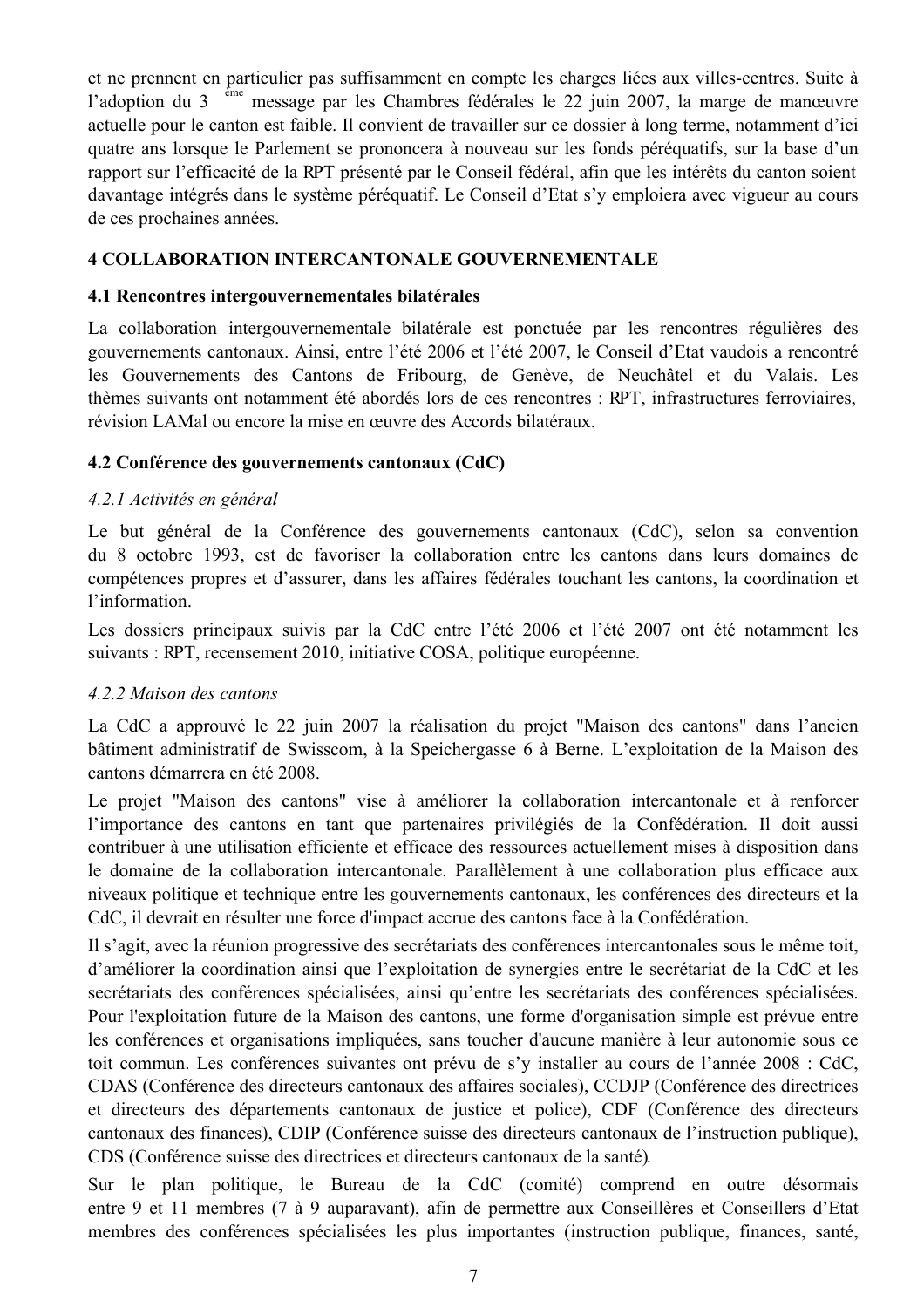et ne prennent en particulier pas suffisamment en compte les charges liées aux villes-centres. Suite à l'adoption du 3ème message par les Chambres fédérales le 22 juin 2007, la marge de manœuvre actuelle pour le canton est faible. Il convient de travailler sur ce dossier à long terme, notamment d'ici quatre ans lorsque le Parlement se prononcera à nouveau sur les fonds péréquatifs, sur la base d'un rapport sur l'efficacité de la RPT présenté par le Conseil fédéral, afin que les intérêts du canton soient davantage intégrés dans le système péréquatif. Le Conseil d'Etat s'y emploiera avec vigueur au cours de ces prochaines années.

## 4 COLLABORATION INTERCANTONALE GOUVERNEMENTALE

### 4.1 Rencontres intergouvernementales bilatérales

La collaboration intergouvernementale bilatérale est ponctuée par les rencontres régulières des gouvernements cantonaux. Ainsi, entre l'été 2006 et l'été 2007, le Conseil d'Etat vaudois a rencontré les Gouvernements des Cantons de Fribourg, de Genève, de Neuchâtel et du Valais. Les thèmes suivants ont notamment été abordés lors de ces rencontres : RPT, infrastructures ferroviaires, révision LAMal ou encore la mise en œuvre des Accords bilatéraux.

### 4.2 Conférence des gouvernements cantonaux (CdC)

#### *4.2.1 Activités en général*

Le but général de la Conférence des gouvernements cantonaux (CdC), selon sa convention du 8 octobre 1993, est de favoriser la collaboration entre les cantons dans leurs domaines de compétences propres et d'assurer, dans les affaires fédérales touchant les cantons, la coordination et l'information.

Les dossiers principaux suivis par la CdC entre l'été 2006 et l'été 2007 ont été notamment les suivants : RPT, recensement 2010, initiative COSA, politique européenne.

#### *4.2.2 Maison des cantons*

La CdC a approuvé le 22 juin 2007 la réalisation du projet "Maison des cantons" dans l'ancien bâtiment administratif de Swisscom, à la Speichergasse 6 à Berne. L'exploitation de la Maison des cantons démarrera en été 2008.

Le projet "Maison des cantons" vise à améliorer la collaboration intercantonale et à renforcer l'importance des cantons en tant que partenaires privilégiés de la Confédération. Il doit aussi contribuer à une utilisation efficiente et efficace des ressources actuellement mises à disposition dans le domaine de la collaboration intercantonale. Parallèlement à une collaboration plus efficace aux niveaux politique et technique entre les gouvernements cantonaux, les conférences des directeurs et la CdC, il devrait en résulter une force d'impact accrue des cantons face à la Confédération.

Il s'agit, avec la réunion progressive des secrétariats des conférences intercantonales sous le même toit, d'améliorer la coordination ainsi que l'exploitation de synergies entre le secrétariat de la CdC et les secrétariats des conférences spécialisées, ainsi qu'entre les secrétariats des conférences spécialisées. Pour l'exploitation future de la Maison des cantons, une forme d'organisation simple est prévue entre les conférences et organisations impliquées, sans toucher d'aucune manière à leur autonomie sous ce toit commun. Les conférences suivantes ont prévu de s'y installer au cours de l'année 2008 : CdC, CDAS (Conférence des directeurs cantonaux des affaires sociales), CCDJP (Conférence des directrices et directeurs des départements cantonaux de justice et police), CDF (Conférence des directeurs cantonaux des finances), CDIP (Conférence suisse des directeurs cantonaux de l'instruction publique), CDS (Conférence suisse des directrices et directeurs cantonaux de la santé).

Sur le plan politique, le Bureau de la CdC (comité) comprend en outre désormais entre 9 et 11 membres (7 à 9 auparavant), afin de permettre aux Conseillères et Conseillers d'Etat membres des conférences spécialisées les plus importantes (instruction publique, finances, santé,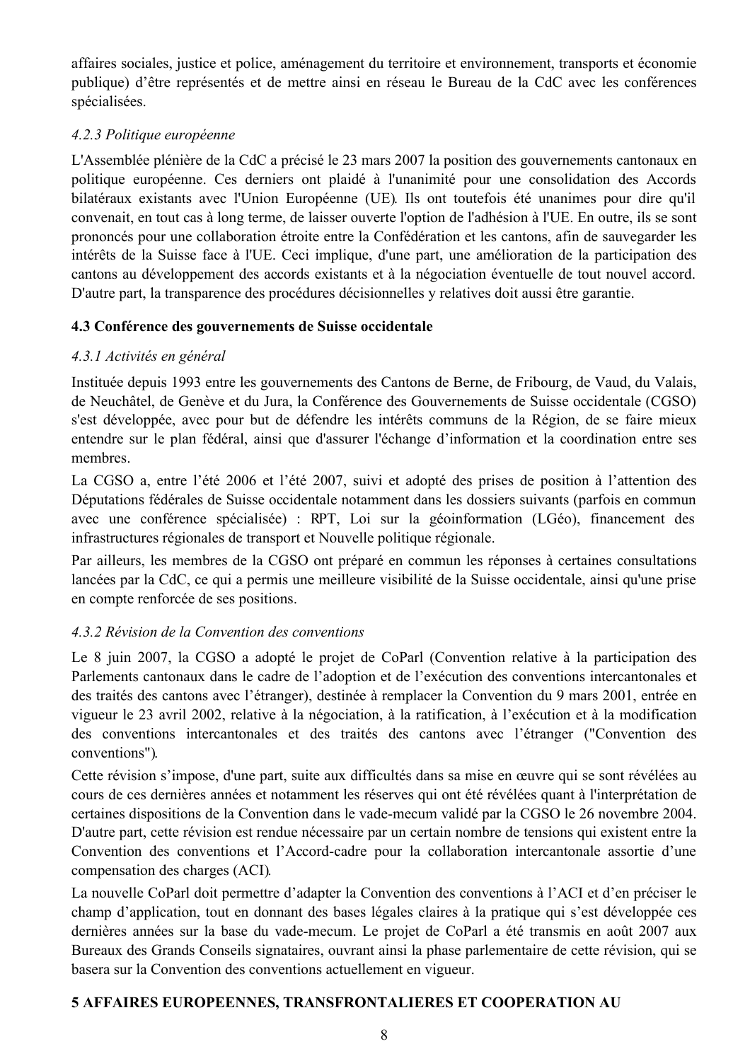affaires sociales, justice et police, aménagement du territoire et environnement, transports et économie publique) d'être représentés et de mettre ainsi en réseau le Bureau de la CdC avec les conférences spécialisées.

#### *4.2.3 Politique européenne*

L'Assemblée plénière de la CdC a précisé le 23 mars 2007 la position des gouvernements cantonaux en politique européenne. Ces derniers ont plaidé à l'unanimité pour une consolidation des Accords bilatéraux existants avec l'Union Européenne (UE). Ils ont toutefois été unanimes pour dire qu'il convenait, en tout cas à long terme, de laisser ouverte l'option de l'adhésion à l'UE. En outre, ils se sont prononcés pour une collaboration étroite entre la Confédération et les cantons, afin de sauvegarder les intérêts de la Suisse face à l'UE. Ceci implique, d'une part, une amélioration de la participation des cantons au développement des accords existants et à la négociation éventuelle de tout nouvel accord. D'autre part, la transparence des procédures décisionnelles y relatives doit aussi être garantie.

### 4.3 Conférence des gouvernements de Suisse occidentale

#### *4.3.1 Activités en général*

Instituée depuis 1993 entre les gouvernements des Cantons de Berne, de Fribourg, de Vaud, du Valais, de Neuchâtel, de Genève et du Jura, la Conférence des Gouvernements de Suisse occidentale (CGSO) s'est développée, avec pour but de défendre les intérêts communs de la Région, de se faire mieux entendre sur le plan fédéral, ainsi que d'assurer l'échange d'information et la coordination entre ses membres.

La CGSO a, entre l'été 2006 et l'été 2007, suivi et adopté des prises de position à l'attention des Députations fédérales de Suisse occidentale notamment dans les dossiers suivants (parfois en commun avec une conférence spécialisée) : RPT, Loi sur la géoinformation (LGéo), financement des infrastructures régionales de transport et Nouvelle politique régionale.

Par ailleurs, les membres de la CGSO ont préparé en commun les réponses à certaines consultations lancées par la CdC, ce qui a permis une meilleure visibilité de la Suisse occidentale, ainsi qu'une prise en compte renforcée de ses positions.

#### *4.3.2 Révision de la Convention des conventions*

Le 8 juin 2007, la CGSO a adopté le projet de CoParl (Convention relative à la participation des Parlements cantonaux dans le cadre de l'adoption et de l'exécution des conventions intercantonales et des traités des cantons avec l'étranger), destinée à remplacer la Convention du 9 mars 2001, entrée en vigueur le 23 avril 2002, relative à la négociation, à la ratification, à l'exécution et à la modification des conventions intercantonales et des traités des cantons avec l'étranger ("Convention des conventions").

Cette révision s'impose, d'une part, suite aux difficultés dans sa mise en œuvre qui se sont révélées au cours de ces dernières années et notamment les réserves qui ont été révélées quant à l'interprétation de certaines dispositions de la Convention dans le vade-mecum validé par la CGSO le 26 novembre 2004. D'autre part, cette révision est rendue nécessaire par un certain nombre de tensions qui existent entre la Convention des conventions et l'Accord-cadre pour la collaboration intercantonale assortie d'une compensation des charges (ACI).

La nouvelle CoParl doit permettre d'adapter la Convention des conventions à l'ACI et d'en préciser le champ d'application, tout en donnant des bases légales claires à la pratique qui s'est développée ces dernières années sur la base du vade-mecum. Le projet de CoParl a été transmis en août 2007 aux Bureaux des Grands Conseils signataires, ouvrant ainsi la phase parlementaire de cette révision, qui se basera sur la Convention des conventions actuellement en vigueur.

## 5 AFFAIRES EUROPEENNES, TRANSFRONTALIERES ET COOPERATION AU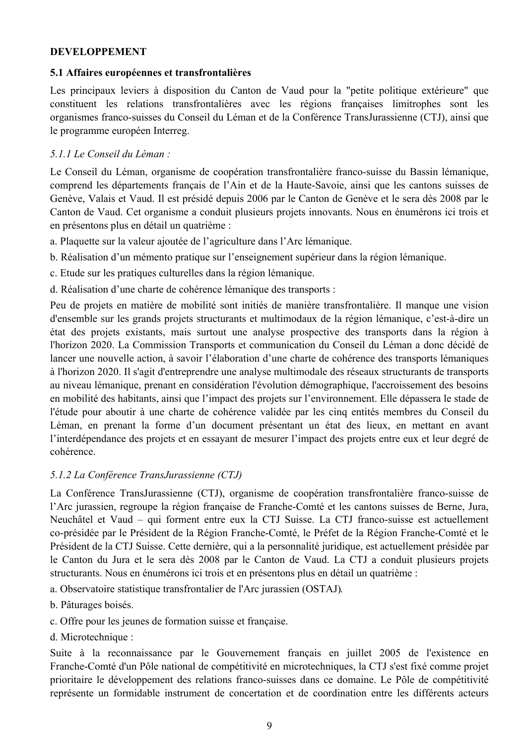**DEVELOPPEMENT**

**5.1 Affaires européennes et transfrontalières**

Les principaux leviers à disposition du Canton de Vaud pour la "petite politique extérieure" que constituent les relations transfrontalières avec les régions françaises limitrophes sont les organismes franco-suisses du Conseil du Léman et de la Conférence TransJurassienne (CTJ), ainsi que le programme européen Interreg.

*5.1.1 Le Conseil du Léman :*

Le Conseil du Léman, organisme de coopération transfrontalière franco-suisse du Bassin lémanique, comprend les départements français de l'Ain et de la Haute-Savoie, ainsi que les cantons suisses de Genève, Valais et Vaud. Il est présidé depuis 2006 par le Canton de Genève et le sera dès 2008 par le Canton de Vaud. Cet organisme a conduit plusieurs projets innovants. Nous en énumérons ici trois et en présentons plus en détail un quatrième :

a. Plaquette sur la valeur ajoutée de l'agriculture dans l'Arc lémanique.

b. Réalisation d'un mémento pratique sur l'enseignement supérieur dans la région lémanique.

c. Etude sur les pratiques culturelles dans la région lémanique.

d. Réalisation d'une charte de cohérence lémanique des transports :

Peu de projets en matière de mobilité sont initiés de manière transfrontalière. Il manque une vision d'ensemble sur les grands projets structurants et multimodaux de la région lémanique, c'est-à-dire un état des projets existants, mais surtout une analyse prospective des transports dans la région à l'horizon 2020. La Commission Transports et communication du Conseil du Léman a donc décidé de lancer une nouvelle action, à savoir l'élaboration d'une charte de cohérence des transports lémaniques à l'horizon 2020. Il s'agit d'entreprendre une analyse multimodale des réseaux structurants de transports au niveau lémanique, prenant en considération l'évolution démographique, l'accroissement des besoins en mobilité des habitants, ainsi que l'impact des projets sur l'environnement. Elle dépassera le stade de l'étude pour aboutir à une charte de cohérence validée par les cinq entités membres du Conseil du Léman, en prenant la forme d'un document présentant un état des lieux, en mettant en avant l'interdépendance des projets et en essayant de mesurer l'impact des projets entre eux et leur degré de cohérence.

*5.1.2 La Conférence TransJurassienne (CTJ)*

La Conférence TransJurassienne (CTJ), organisme de coopération transfrontalière franco-suisse de l'Arc jurassien, regroupe la région française de Franche-Comté et les cantons suisses de Berne, Jura, Neuchâtel et Vaud – qui forment entre eux la CTJ Suisse. La CTJ franco-suisse est actuellement co-présidée par le Président de la Région Franche-Comté, le Préfet de la Région Franche-Comté et le Président de la CTJ Suisse. Cette dernière, qui a la personnalité juridique, est actuellement présidée par le Canton du Jura et le sera dès 2008 par le Canton de Vaud. La CTJ a conduit plusieurs projets structurants. Nous en énumérons ici trois et en présentons plus en détail un quatrième :

a. Observatoire statistique transfrontalier de l'Arc jurassien (OSTAJ).

b. Pâturages boisés.

c. Offre pour les jeunes de formation suisse et française.

d. Microtechnique :

Suite à la reconnaissance par le Gouvernement français en juillet 2005 de l'existence en Franche-Comté d'un Pôle national de compétitivité en microtechniques, la CTJ s'est fixé comme projet prioritaire le développement des relations franco-suisses dans ce domaine. Le Pôle de compétitivité représente un formidable instrument de concertation et de coordination entre les différents acteurs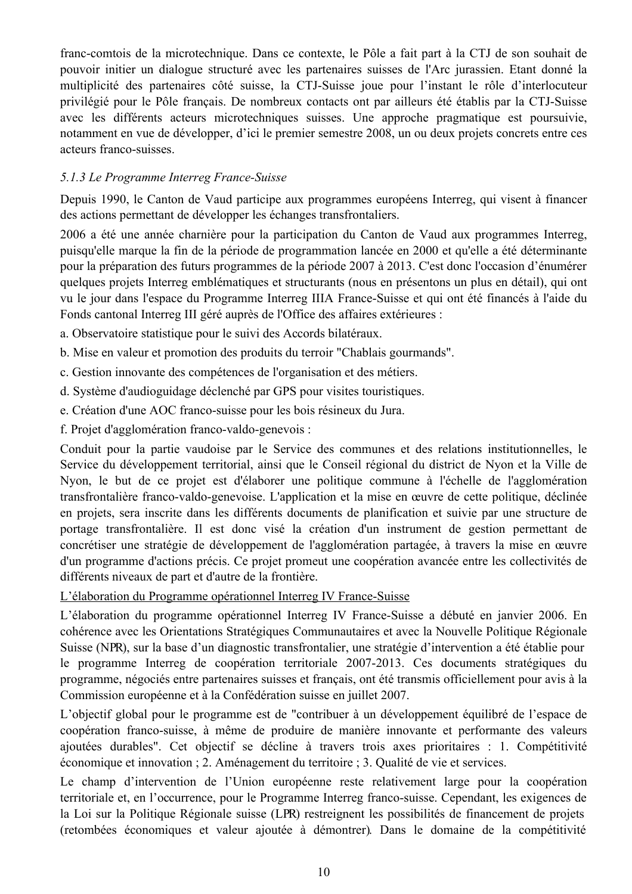franc-comtois de la microtechnique. Dans ce contexte, le Pôle a fait part à la CTJ de son souhait de pouvoir initier un dialogue structuré avec les partenaires suisses de l'Arc jurassien. Etant donné la multiplicité des partenaires côté suisse, la CTJ-Suisse joue pour l'instant le rôle d'interlocuteur privilégié pour le Pôle français. De nombreux contacts ont par ailleurs été établis par la CTJ-Suisse avec les différents acteurs microtechniques suisses. Une approche pragmatique est poursuivie, notamment en vue de développer, d'ici le premier semestre 2008, un ou deux projets concrets entre ces acteurs franco-suisses.

### *5.1.3 Le Programme Interreg France-Suisse*

Depuis 1990, le Canton de Vaud participe aux programmes européens Interreg, qui visent à financer des actions permettant de développer les échanges transfrontaliers.

2006 a été une année charnière pour la participation du Canton de Vaud aux programmes Interreg, puisqu'elle marque la fin de la période de programmation lancée en 2000 et qu'elle a été déterminante pour la préparation des futurs programmes de la période 2007 à 2013. C'est donc l'occasion d'énumérer quelques projets Interreg emblématiques et structurants (nous en présentons un plus en détail), qui ont vu le jour dans l'espace du Programme Interreg IIIA France-Suisse et qui ont été financés à l'aide du Fonds cantonal Interreg III géré auprès de l'Office des affaires extérieures :

a. Observatoire statistique pour le suivi des Accords bilatéraux.

b. Mise en valeur et promotion des produits du terroir "Chablais gourmands".

c. Gestion innovante des compétences de l'organisation et des métiers.

d. Système d'audioguidage déclenché par GPS pour visites touristiques.

e. Création d'une AOC franco-suisse pour les bois résineux du Jura.

f. Projet d'agglomération franco-valdo-genevois :

Conduit pour la partie vaudoise par le Service des communes et des relations institutionnelles, le Service du développement territorial, ainsi que le Conseil régional du district de Nyon et la Ville de Nyon, le but de ce projet est d'élaborer une politique commune à l'échelle de l'agglomération transfrontalière franco-valdo-genevoise. L'application et la mise en œuvre de cette politique, déclinée en projets, sera inscrite dans les différents documents de planification et suivie par une structure de portage transfrontalière. Il est donc visé la création d'un instrument de gestion permettant de concrétiser une stratégie de développement de l'agglomération partagée, à travers la mise en œuvre d'un programme d'actions précis. Ce projet promeut une coopération avancée entre les collectivités de différents niveaux de part et d'autre de la frontière.

<u>L'élaboration du Programme opérationnel Interreg IV France-Suisse</u>

L'élaboration du programme opérationnel Interreg IV France-Suisse a débuté en janvier 2006. En cohérence avec les Orientations Stratégiques Communautaires et avec la Nouvelle Politique Régionale Suisse (NPR), sur la base d'un diagnostic transfrontalier, une stratégie d'intervention a été établie pour le programme Interreg de coopération territoriale 2007-2013. Ces documents stratégiques du programme, négociés entre partenaires suisses et français, ont été transmis officiellement pour avis à la Commission européenne et à la Confédération suisse en juillet 2007.

L'objectif global pour le programme est de "contribuer à un développement équilibré de l'espace de coopération franco-suisse, à même de produire de manière innovante et performante des valeurs ajoutées durables". Cet objectif se décline à travers trois axes prioritaires : 1. Compétitivité économique et innovation ; 2. Aménagement du territoire ; 3. Qualité de vie et services.

Le champ d'intervention de l'Union européenne reste relativement large pour la coopération territoriale et, en l'occurrence, pour le Programme Interreg franco-suisse. Cependant, les exigences de la Loi sur la Politique Régionale suisse (LPR) restreignent les possibilités de financement de projets (retombées économiques et valeur ajoutée à démontrer). Dans le domaine de la compétitivité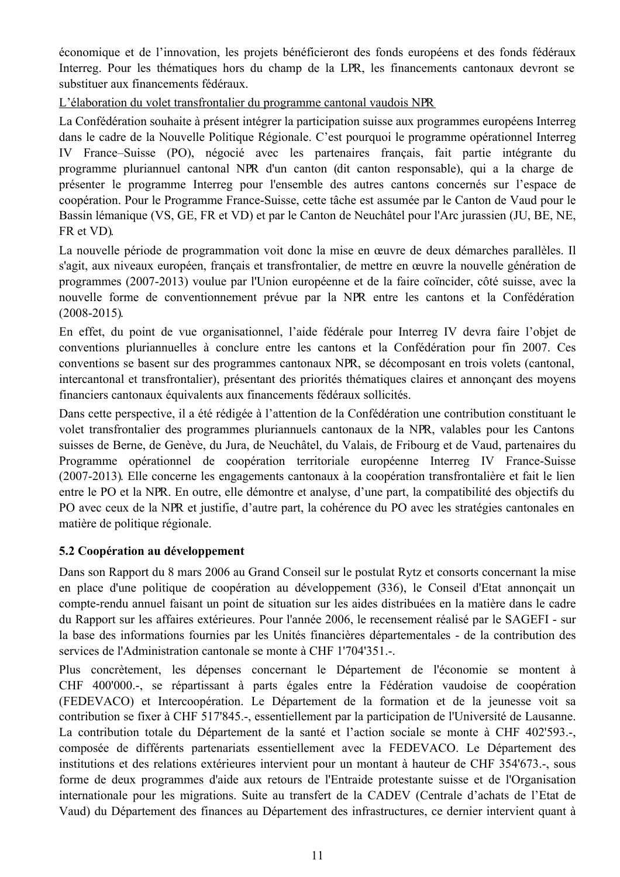économique et de l'innovation, les projets bénéficieront des fonds européens et des fonds fédéraux Interreg. Pour les thématiques hors du champ de la LPR, les financements cantonaux devront se substituer aux financements fédéraux.

L'élaboration du volet transfrontalier du programme cantonal vaudois NPR

La Confédération souhaite à présent intégrer la participation suisse aux programmes européens Interreg dans le cadre de la Nouvelle Politique Régionale. C'est pourquoi le programme opérationnel Interreg IV France–Suisse (PO), négocié avec les partenaires français, fait partie intégrante du programme pluriannuel cantonal NPR d'un canton (dit canton responsable), qui a la charge de présenter le programme Interreg pour l'ensemble des autres cantons concernés sur l'espace de coopération. Pour le Programme France-Suisse, cette tâche est assumée par le Canton de Vaud pour le Bassin lémanique (VS, GE, FR et VD) et par le Canton de Neuchâtel pour l'Arc jurassien (JU, BE, NE, FR et VD).

La nouvelle période de programmation voit donc la mise en œuvre de deux démarches parallèles. Il s'agit, aux niveaux européen, français et transfrontalier, de mettre en œuvre la nouvelle génération de programmes (2007-2013) voulue par l'Union européenne et de la faire coïncider, côté suisse, avec la nouvelle forme de conventionnement prévue par la NPR entre les cantons et la Confédération (2008-2015).

En effet, du point de vue organisationnel, l'aide fédérale pour Interreg IV devra faire l'objet de conventions pluriannuelles à conclure entre les cantons et la Confédération pour fin 2007. Ces conventions se basent sur des programmes cantonaux NPR, se décomposant en trois volets (cantonal, intercantonal et transfrontalier), présentant des priorités thématiques claires et annonçant des moyens financiers cantonaux équivalents aux financements fédéraux sollicités.

Dans cette perspective, il a été rédigée à l'attention de la Confédération une contribution constituant le volet transfrontalier des programmes pluriannuels cantonaux de la NPR, valables pour les Cantons suisses de Berne, de Genève, du Jura, de Neuchâtel, du Valais, de Fribourg et de Vaud, partenaires du Programme opérationnel de coopération territoriale européenne Interreg IV France-Suisse (2007-2013). Elle concerne les engagements cantonaux à la coopération transfrontalière et fait le lien entre le PO et la NPR. En outre, elle démontre et analyse, d'une part, la compatibilité des objectifs du PO avec ceux de la NPR et justifie, d'autre part, la cohérence du PO avec les stratégies cantonales en matière de politique régionale.

### 5.2 Coopération au développement

Dans son Rapport du 8 mars 2006 au Grand Conseil sur le postulat Rytz et consorts concernant la mise en place d'une politique de coopération au développement (336), le Conseil d'Etat annonçait un compte-rendu annuel faisant un point de situation sur les aides distribuées en la matière dans le cadre du Rapport sur les affaires extérieures. Pour l'année 2006, le recensement réalisé par le SAGEFI - sur la base des informations fournies par les Unités financières départementales - de la contribution des services de l'Administration cantonale se monte à CHF 1'704'351.-.

Plus concrètement, les dépenses concernant le Département de l'économie se montent à CHF 400'000.-, se répartissant à parts égales entre la Fédération vaudoise de coopération (FEDEVACO) et Intercoopération. Le Département de la formation et de la jeunesse voit sa contribution se fixer à CHF 517'845.-, essentiellement par la participation de l'Université de Lausanne. La contribution totale du Département de la santé et l'action sociale se monte à CHF 402'593.-, composée de différents partenariats essentiellement avec la FEDEVACO. Le Département des institutions et des relations extérieures intervient pour un montant à hauteur de CHF 354'673.-, sous forme de deux programmes d'aide aux retours de l'Entraide protestante suisse et de l'Organisation internationale pour les migrations. Suite au transfert de la CADEV (Centrale d'achats de l'Etat de Vaud) du Département des finances au Département des infrastructures, ce dernier intervient quant à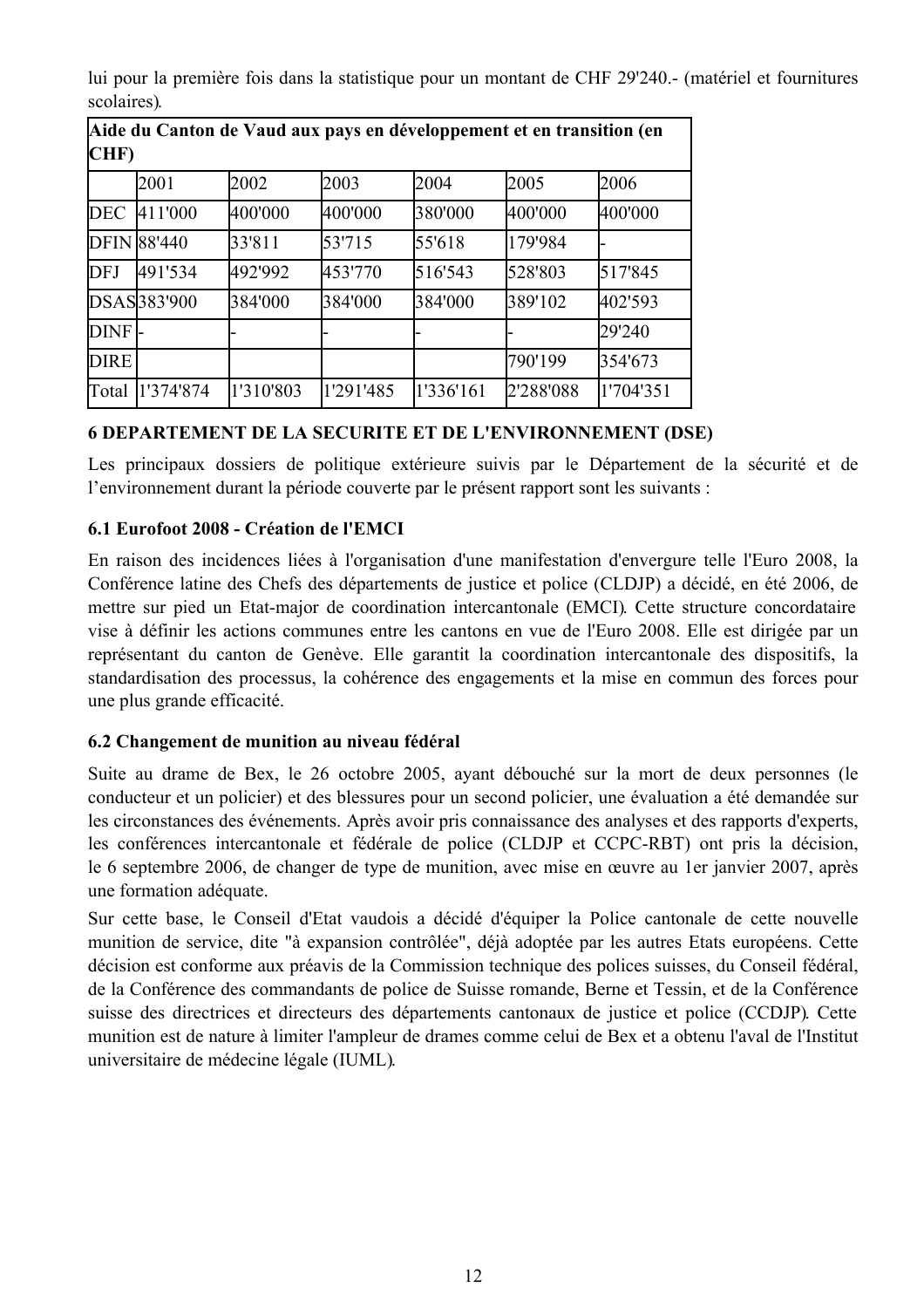lui pour la première fois dans la statistique pour un montant de CHF 29'240.- (matériel et fournitures scolaires).

| **Aide du Canton de Vaud aux pays en développement et en transition (en CHF)** | | | | | | |
|---|---|---|---|---|---|---|
| | 2001 | 2002 | 2003 | 2004 | 2005 | 2006 |
| DEC | 411'000 | 400'000 | 400'000 | 380'000 | 400'000 | 400'000 |
| DFIN | 88'440 | 33'811 | 53'715 | 55'618 | 179'984 | - |
| DFJ | 491'534 | 492'992 | 453'770 | 516'543 | 528'803 | 517'845 |
| DSAS | 383'900 | 384'000 | 384'000 | 384'000 | 389'102 | 402'593 |
| DINF | - | - | - | - | - | 29'240 |
| DIRE | | | | | 790'199 | 354'673 |
| Total | 1'374'874 | 1'310'803 | 1'291'485 | 1'336'161 | 2'288'088 | 1'704'351 |

## 6 DEPARTEMENT DE LA SECURITE ET DE L'ENVIRONNEMENT (DSE)

Les principaux dossiers de politique extérieure suivis par le Département de la sécurité et de l'environnement durant la période couverte par le présent rapport sont les suivants :

### 6.1 Eurofoot 2008 - Création de l'EMCI

En raison des incidences liées à l'organisation d'une manifestation d'envergure telle l'Euro 2008, la Conférence latine des Chefs des départements de justice et police (CLDJP) a décidé, en été 2006, de mettre sur pied un Etat-major de coordination intercantonale (EMCI). Cette structure concordataire vise à définir les actions communes entre les cantons en vue de l'Euro 2008. Elle est dirigée par un représentant du canton de Genève. Elle garantit la coordination intercantonale des dispositifs, la standardisation des processus, la cohérence des engagements et la mise en commun des forces pour une plus grande efficacité.

### 6.2 Changement de munition au niveau fédéral

Suite au drame de Bex, le 26 octobre 2005, ayant débouché sur la mort de deux personnes (le conducteur et un policier) et des blessures pour un second policier, une évaluation a été demandée sur les circonstances des événements. Après avoir pris connaissance des analyses et des rapports d'experts, les conférences intercantonale et fédérale de police (CLDJP et CCPC-RBT) ont pris la décision, le 6 septembre 2006, de changer de type de munition, avec mise en œuvre au 1er janvier 2007, après une formation adéquate.

Sur cette base, le Conseil d'Etat vaudois a décidé d'équiper la Police cantonale de cette nouvelle munition de service, dite "à expansion contrôlée", déjà adoptée par les autres Etats européens. Cette décision est conforme aux préavis de la Commission technique des polices suisses, du Conseil fédéral, de la Conférence des commandants de police de Suisse romande, Berne et Tessin, et de la Conférence suisse des directrices et directeurs des départements cantonaux de justice et police (CCDJP). Cette munition est de nature à limiter l'ampleur de drames comme celui de Bex et a obtenu l'aval de l'Institut universitaire de médecine légale (IUML).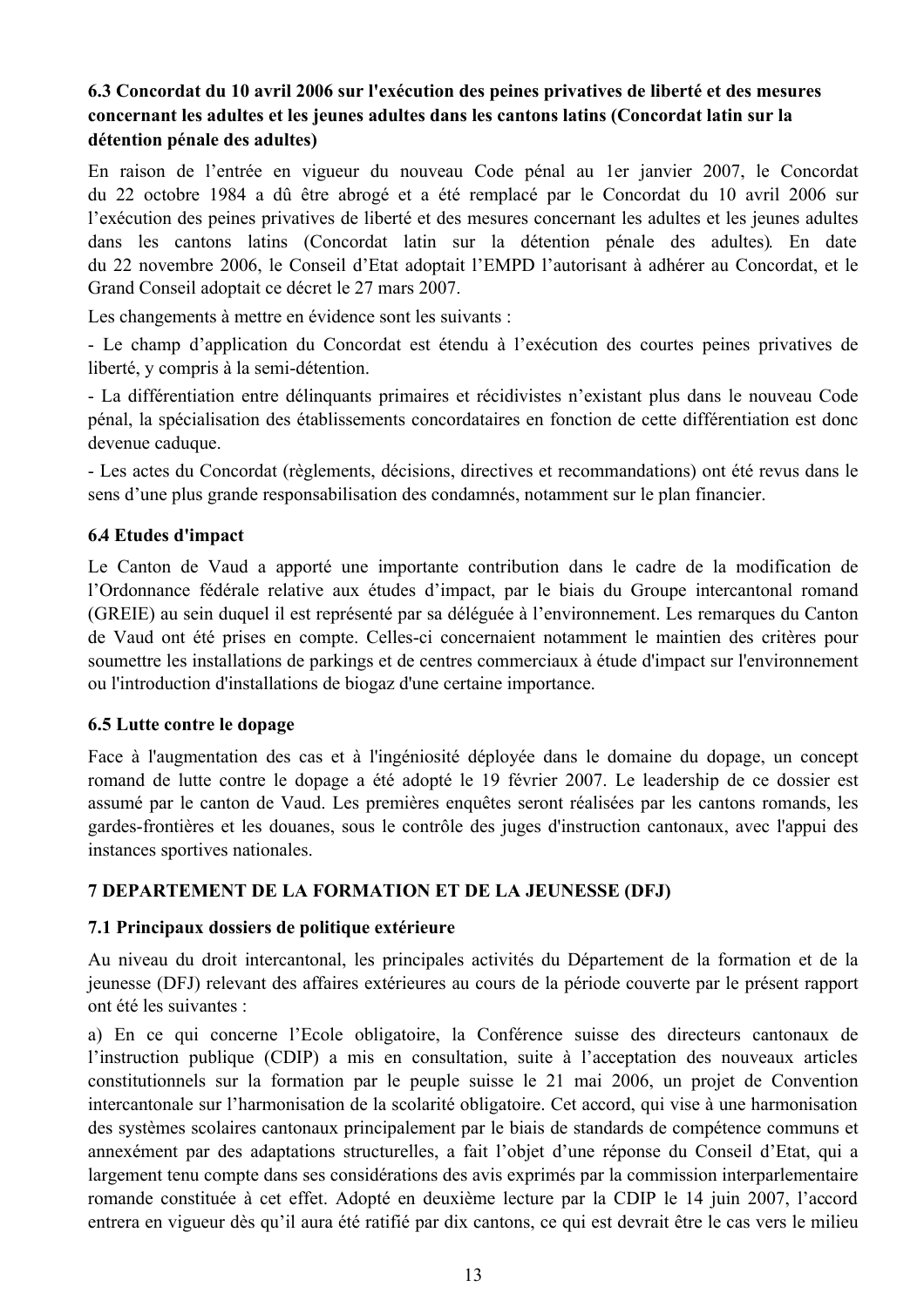### 6.3 Concordat du 10 avril 2006 sur l'exécution des peines privatives de liberté et des mesures concernant les adultes et les jeunes adultes dans les cantons latins (Concordat latin sur la détention pénale des adultes)

En raison de l'entrée en vigueur du nouveau Code pénal au 1er janvier 2007, le Concordat du 22 octobre 1984 a dû être abrogé et a été remplacé par le Concordat du 10 avril 2006 sur l'exécution des peines privatives de liberté et des mesures concernant les adultes et les jeunes adultes dans les cantons latins (Concordat latin sur la détention pénale des adultes). En date du 22 novembre 2006, le Conseil d'Etat adoptait l'EMPD l'autorisant à adhérer au Concordat, et le Grand Conseil adoptait ce décret le 27 mars 2007.

Les changements à mettre en évidence sont les suivants :

- Le champ d'application du Concordat est étendu à l'exécution des courtes peines privatives de liberté, y compris à la semi-détention.
- La différentiation entre délinquants primaires et récidivistes n'existant plus dans le nouveau Code pénal, la spécialisation des établissements concordataires en fonction de cette différentiation est donc devenue caduque.
- Les actes du Concordat (règlements, décisions, directives et recommandations) ont été revus dans le sens d'une plus grande responsabilisation des condamnés, notamment sur le plan financier.

### 6.4 Etudes d'impact

Le Canton de Vaud a apporté une importante contribution dans le cadre de la modification de l'Ordonnance fédérale relative aux études d'impact, par le biais du Groupe intercantonal romand (GREIE) au sein duquel il est représenté par sa déléguée à l'environnement. Les remarques du Canton de Vaud ont été prises en compte. Celles-ci concernaient notamment le maintien des critères pour soumettre les installations de parkings et de centres commerciaux à étude d'impact sur l'environnement ou l'introduction d'installations de biogaz d'une certaine importance.

### 6.5 Lutte contre le dopage

Face à l'augmentation des cas et à l'ingéniosité déployée dans le domaine du dopage, un concept romand de lutte contre le dopage a été adopté le 19 février 2007. Le leadership de ce dossier est assumé par le canton de Vaud. Les premières enquêtes seront réalisées par les cantons romands, les gardes-frontières et les douanes, sous le contrôle des juges d'instruction cantonaux, avec l'appui des instances sportives nationales.

## 7 DEPARTEMENT DE LA FORMATION ET DE LA JEUNESSE (DFJ)

### 7.1 Principaux dossiers de politique extérieure

Au niveau du droit intercantonal, les principales activités du Département de la formation et de la jeunesse (DFJ) relevant des affaires extérieures au cours de la période couverte par le présent rapport ont été les suivantes :

a) En ce qui concerne l'Ecole obligatoire, la Conférence suisse des directeurs cantonaux de l'instruction publique (CDIP) a mis en consultation, suite à l'acceptation des nouveaux articles constitutionnels sur la formation par le peuple suisse le 21 mai 2006, un projet de Convention intercantonale sur l'harmonisation de la scolarité obligatoire. Cet accord, qui vise à une harmonisation des systèmes scolaires cantonaux principalement par le biais de standards de compétence communs et annexément par des adaptations structurelles, a fait l'objet d'une réponse du Conseil d'Etat, qui a largement tenu compte dans ses considérations des avis exprimés par la commission interparlementaire romande constituée à cet effet. Adopté en deuxième lecture par la CDIP le 14 juin 2007, l'accord entrera en vigueur dès qu'il aura été ratifié par dix cantons, ce qui est devrait être le cas vers le milieu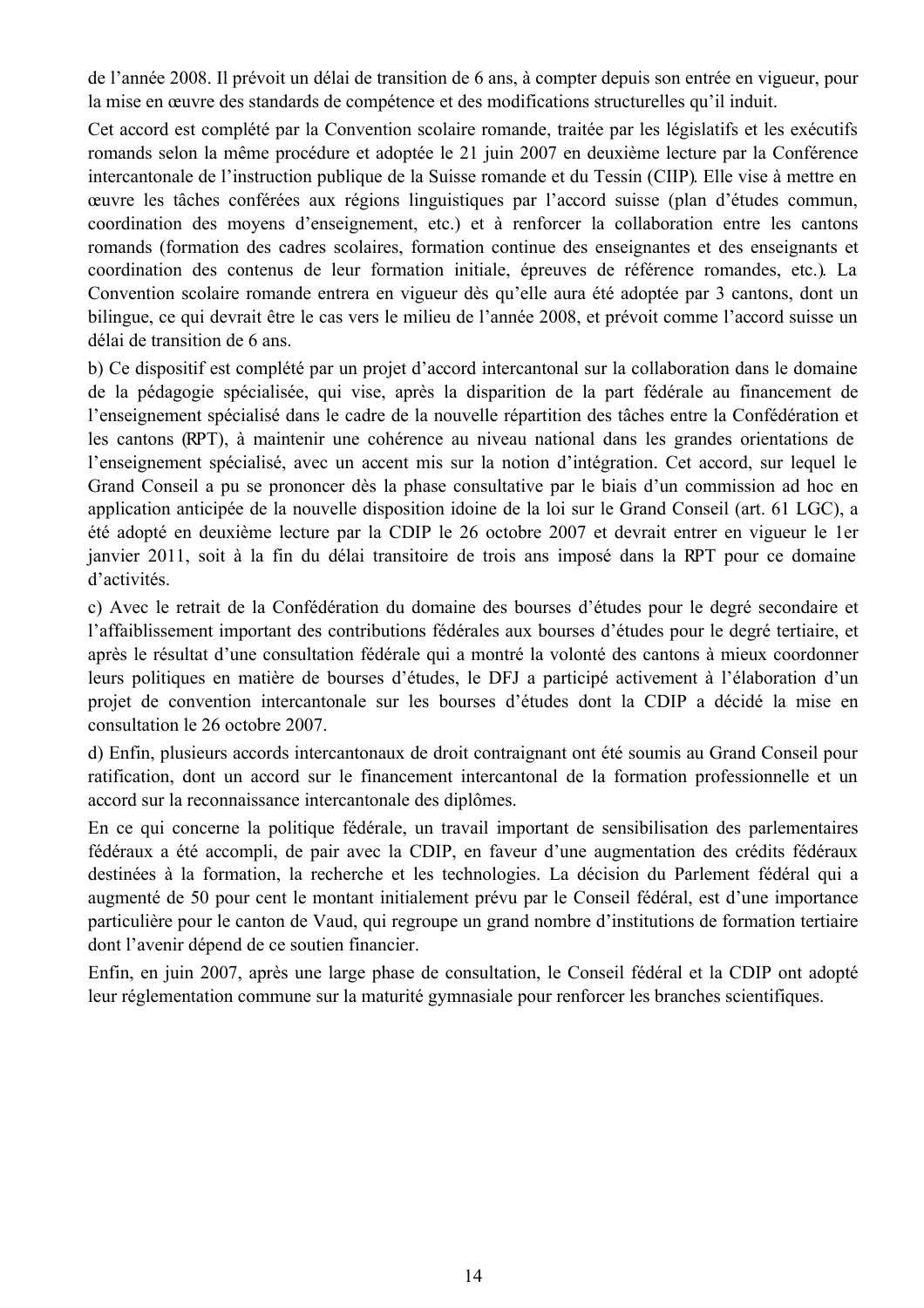de l'année 2008. Il prévoit un délai de transition de 6 ans, à compter depuis son entrée en vigueur, pour la mise en œuvre des standards de compétence et des modifications structurelles qu'il induit.

Cet accord est complété par la Convention scolaire romande, traitée par les législatifs et les exécutifs romands selon la même procédure et adoptée le 21 juin 2007 en deuxième lecture par la Conférence intercantonale de l'instruction publique de la Suisse romande et du Tessin (CIIP). Elle vise à mettre en œuvre les tâches conférées aux régions linguistiques par l'accord suisse (plan d'études commun, coordination des moyens d'enseignement, etc.) et à renforcer la collaboration entre les cantons romands (formation des cadres scolaires, formation continue des enseignantes et des enseignants et coordination des contenus de leur formation initiale, épreuves de référence romandes, etc.). La Convention scolaire romande entrera en vigueur dès qu'elle aura été adoptée par 3 cantons, dont un bilingue, ce qui devrait être le cas vers le milieu de l'année 2008, et prévoit comme l'accord suisse un délai de transition de 6 ans.

b) Ce dispositif est complété par un projet d'accord intercantonal sur la collaboration dans le domaine de la pédagogie spécialisée, qui vise, après la disparition de la part fédérale au financement de l'enseignement spécialisé dans le cadre de la nouvelle répartition des tâches entre la Confédération et les cantons (RPT), à maintenir une cohérence au niveau national dans les grandes orientations de l'enseignement spécialisé, avec un accent mis sur la notion d'intégration. Cet accord, sur lequel le Grand Conseil a pu se prononcer dès la phase consultative par le biais d'un commission ad hoc en application anticipée de la nouvelle disposition idoine de la loi sur le Grand Conseil (art. 61 LGC), a été adopté en deuxième lecture par la CDIP le 26 octobre 2007 et devrait entrer en vigueur le 1er janvier 2011, soit à la fin du délai transitoire de trois ans imposé dans la RPT pour ce domaine d'activités.

c) Avec le retrait de la Confédération du domaine des bourses d'études pour le degré secondaire et l'affaiblissement important des contributions fédérales aux bourses d'études pour le degré tertiaire, et après le résultat d'une consultation fédérale qui a montré la volonté des cantons à mieux coordonner leurs politiques en matière de bourses d'études, le DFJ a participé activement à l'élaboration d'un projet de convention intercantonale sur les bourses d'études dont la CDIP a décidé la mise en consultation le 26 octobre 2007.

d) Enfin, plusieurs accords intercantonaux de droit contraignant ont été soumis au Grand Conseil pour ratification, dont un accord sur le financement intercantonal de la formation professionnelle et un accord sur la reconnaissance intercantonale des diplômes.

En ce qui concerne la politique fédérale, un travail important de sensibilisation des parlementaires fédéraux a été accompli, de pair avec la CDIP, en faveur d'une augmentation des crédits fédéraux destinées à la formation, la recherche et les technologies. La décision du Parlement fédéral qui a augmenté de 50 pour cent le montant initialement prévu par le Conseil fédéral, est d'une importance particulière pour le canton de Vaud, qui regroupe un grand nombre d'institutions de formation tertiaire dont l'avenir dépend de ce soutien financier.

Enfin, en juin 2007, après une large phase de consultation, le Conseil fédéral et la CDIP ont adopté leur réglementation commune sur la maturité gymnasiale pour renforcer les branches scientifiques.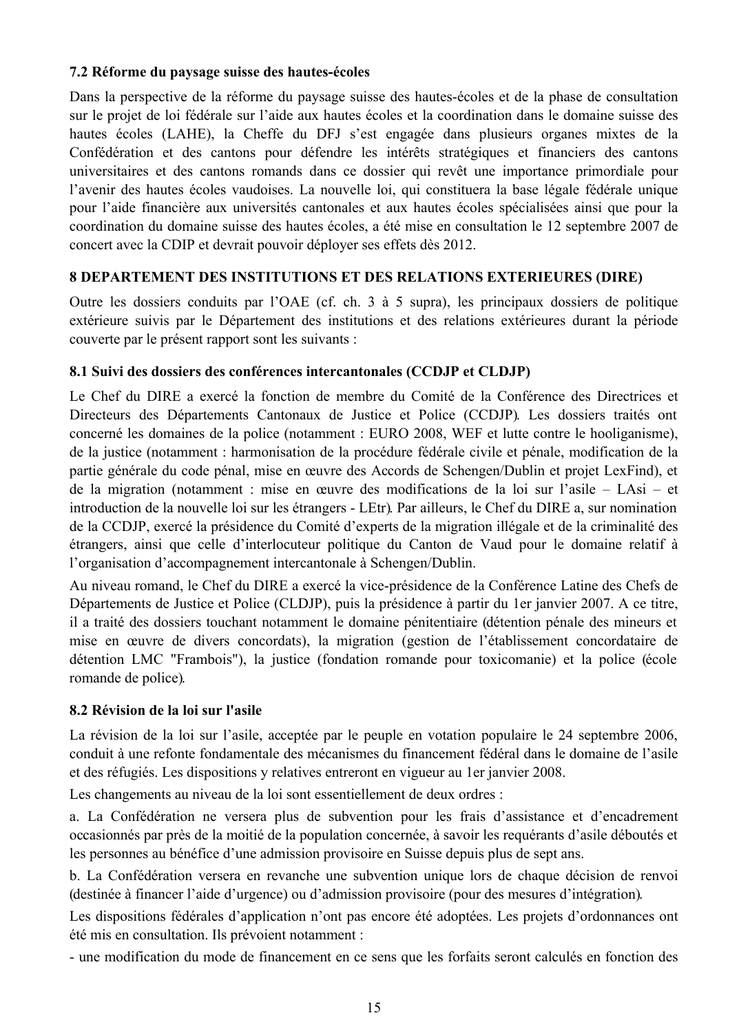### 7.2 Réforme du paysage suisse des hautes-écoles

Dans la perspective de la réforme du paysage suisse des hautes-écoles et de la phase de consultation sur le projet de loi fédérale sur l'aide aux hautes écoles et la coordination dans le domaine suisse des hautes écoles (LAHE), la Cheffe du DFJ s'est engagée dans plusieurs organes mixtes de la Confédération et des cantons pour défendre les intérêts stratégiques et financiers des cantons universitaires et des cantons romands dans ce dossier qui revêt une importance primordiale pour l'avenir des hautes écoles vaudoises. La nouvelle loi, qui constituera la base légale fédérale unique pour l'aide financière aux universités cantonales et aux hautes écoles spécialisées ainsi que pour la coordination du domaine suisse des hautes écoles, a été mise en consultation le 12 septembre 2007 de concert avec la CDIP et devrait pouvoir déployer ses effets dès 2012.

## 8 DEPARTEMENT DES INSTITUTIONS ET DES RELATIONS EXTERIEURES (DIRE)

Outre les dossiers conduits par l'OAE (cf. ch. 3 à 5 supra), les principaux dossiers de politique extérieure suivis par le Département des institutions et des relations extérieures durant la période couverte par le présent rapport sont les suivants :

### 8.1 Suivi des dossiers des conférences intercantonales (CCDJP et CLDJP)

Le Chef du DIRE a exercé la fonction de membre du Comité de la Conférence des Directrices et Directeurs des Départements Cantonaux de Justice et Police (CCDJP). Les dossiers traités ont concerné les domaines de la police (notamment : EURO 2008, WEF et lutte contre le hooliganisme), de la justice (notamment : harmonisation de la procédure fédérale civile et pénale, modification de la partie générale du code pénal, mise en œuvre des Accords de Schengen/Dublin et projet LexFind), et de la migration (notamment : mise en œuvre des modifications de la loi sur l'asile – LAsi – et introduction de la nouvelle loi sur les étrangers - LEtr). Par ailleurs, le Chef du DIRE a, sur nomination de la CCDJP, exercé la présidence du Comité d'experts de la migration illégale et de la criminalité des étrangers, ainsi que celle d'interlocuteur politique du Canton de Vaud pour le domaine relatif à l'organisation d'accompagnement intercantonale à Schengen/Dublin.

Au niveau romand, le Chef du DIRE a exercé la vice-présidence de la Conférence Latine des Chefs de Départements de Justice et Police (CLDJP), puis la présidence à partir du 1er janvier 2007. A ce titre, il a traité des dossiers touchant notamment le domaine pénitentiaire (détention pénale des mineurs et mise en œuvre de divers concordats), la migration (gestion de l'établissement concordataire de détention LMC "Frambois"), la justice (fondation romande pour toxicomanie) et la police (école romande de police).

### 8.2 Révision de la loi sur l'asile

La révision de la loi sur l'asile, acceptée par le peuple en votation populaire le 24 septembre 2006, conduit à une refonte fondamentale des mécanismes du financement fédéral dans le domaine de l'asile et des réfugiés. Les dispositions y relatives entreront en vigueur au 1er janvier 2008.

Les changements au niveau de la loi sont essentiellement de deux ordres :

a. La Confédération ne versera plus de subvention pour les frais d'assistance et d'encadrement occasionnés par près de la moitié de la population concernée, à savoir les requérants d'asile déboutés et les personnes au bénéfice d'une admission provisoire en Suisse depuis plus de sept ans.

b. La Confédération versera en revanche une subvention unique lors de chaque décision de renvoi (destinée à financer l'aide d'urgence) ou d'admission provisoire (pour des mesures d'intégration).

Les dispositions fédérales d'application n'ont pas encore été adoptées. Les projets d'ordonnances ont été mis en consultation. Ils prévoient notamment :

- une modification du mode de financement en ce sens que les forfaits seront calculés en fonction des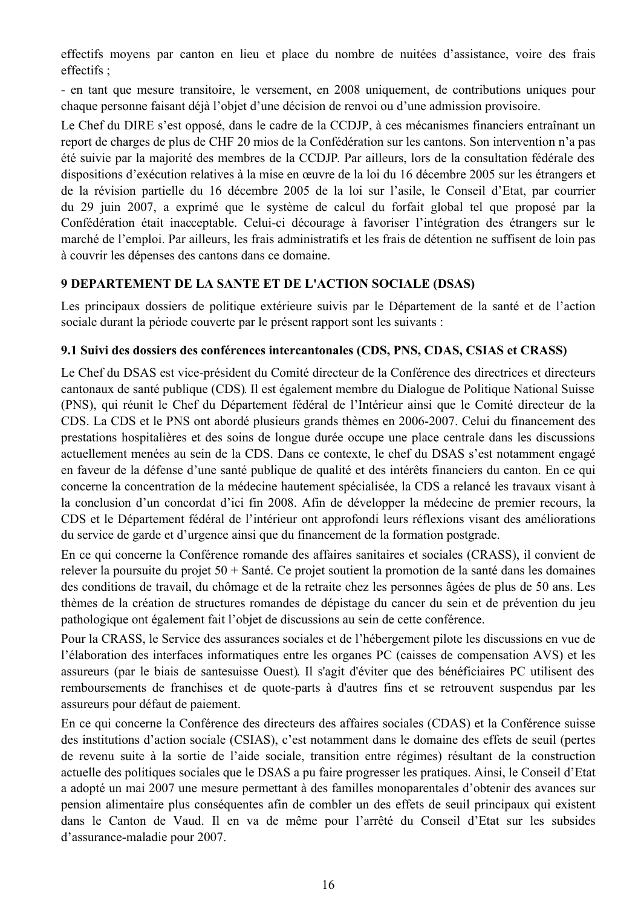effectifs moyens par canton en lieu et place du nombre de nuitées d'assistance, voire des frais effectifs ;

- en tant que mesure transitoire, le versement, en 2008 uniquement, de contributions uniques pour chaque personne faisant déjà l'objet d'une décision de renvoi ou d'une admission provisoire.

Le Chef du DIRE s'est opposé, dans le cadre de la CCDJP, à ces mécanismes financiers entraînant un report de charges de plus de CHF 20 mios de la Confédération sur les cantons. Son intervention n'a pas été suivie par la majorité des membres de la CCDJP. Par ailleurs, lors de la consultation fédérale des dispositions d'exécution relatives à la mise en œuvre de la loi du 16 décembre 2005 sur les étrangers et de la révision partielle du 16 décembre 2005 de la loi sur l'asile, le Conseil d'Etat, par courrier du 29 juin 2007, a exprimé que le système de calcul du forfait global tel que proposé par la Confédération était inacceptable. Celui-ci décourage à favoriser l'intégration des étrangers sur le marché de l'emploi. Par ailleurs, les frais administratifs et les frais de détention ne suffisent de loin pas à couvrir les dépenses des cantons dans ce domaine.

## 9 DEPARTEMENT DE LA SANTE ET DE L'ACTION SOCIALE (DSAS)

Les principaux dossiers de politique extérieure suivis par le Département de la santé et de l'action sociale durant la période couverte par le présent rapport sont les suivants :

### 9.1 Suivi des dossiers des conférences intercantonales (CDS, PNS, CDAS, CSIAS et CRASS)

Le Chef du DSAS est vice-président du Comité directeur de la Conférence des directrices et directeurs cantonaux de santé publique (CDS). Il est également membre du Dialogue de Politique National Suisse (PNS), qui réunit le Chef du Département fédéral de l'Intérieur ainsi que le Comité directeur de la CDS. La CDS et le PNS ont abordé plusieurs grands thèmes en 2006-2007. Celui du financement des prestations hospitalières et des soins de longue durée occupe une place centrale dans les discussions actuellement menées au sein de la CDS. Dans ce contexte, le chef du DSAS s'est notamment engagé en faveur de la défense d'une santé publique de qualité et des intérêts financiers du canton. En ce qui concerne la concentration de la médecine hautement spécialisée, la CDS a relancé les travaux visant à la conclusion d'un concordat d'ici fin 2008. Afin de développer la médecine de premier recours, la CDS et le Département fédéral de l'intérieur ont approfondi leurs réflexions visant des améliorations du service de garde et d'urgence ainsi que du financement de la formation postgrade.

En ce qui concerne la Conférence romande des affaires sanitaires et sociales (CRASS), il convient de relever la poursuite du projet 50 + Santé. Ce projet soutient la promotion de la santé dans les domaines des conditions de travail, du chômage et de la retraite chez les personnes âgées de plus de 50 ans. Les thèmes de la création de structures romandes de dépistage du cancer du sein et de prévention du jeu pathologique ont également fait l'objet de discussions au sein de cette conférence.

Pour la CRASS, le Service des assurances sociales et de l'hébergement pilote les discussions en vue de l'élaboration des interfaces informatiques entre les organes PC (caisses de compensation AVS) et les assureurs (par le biais de santesuisse Ouest). Il s'agit d'éviter que des bénéficiaires PC utilisent des remboursements de franchises et de quote-parts à d'autres fins et se retrouvent suspendus par les assureurs pour défaut de paiement.

En ce qui concerne la Conférence des directeurs des affaires sociales (CDAS) et la Conférence suisse des institutions d'action sociale (CSIAS), c'est notamment dans le domaine des effets de seuil (pertes de revenu suite à la sortie de l'aide sociale, transition entre régimes) résultant de la construction actuelle des politiques sociales que le DSAS a pu faire progresser les pratiques. Ainsi, le Conseil d'Etat a adopté un mai 2007 une mesure permettant à des familles monoparentales d'obtenir des avances sur pension alimentaire plus conséquentes afin de combler un des effets de seuil principaux qui existent dans le Canton de Vaud. Il en va de même pour l'arrêté du Conseil d'Etat sur les subsides d'assurance-maladie pour 2007.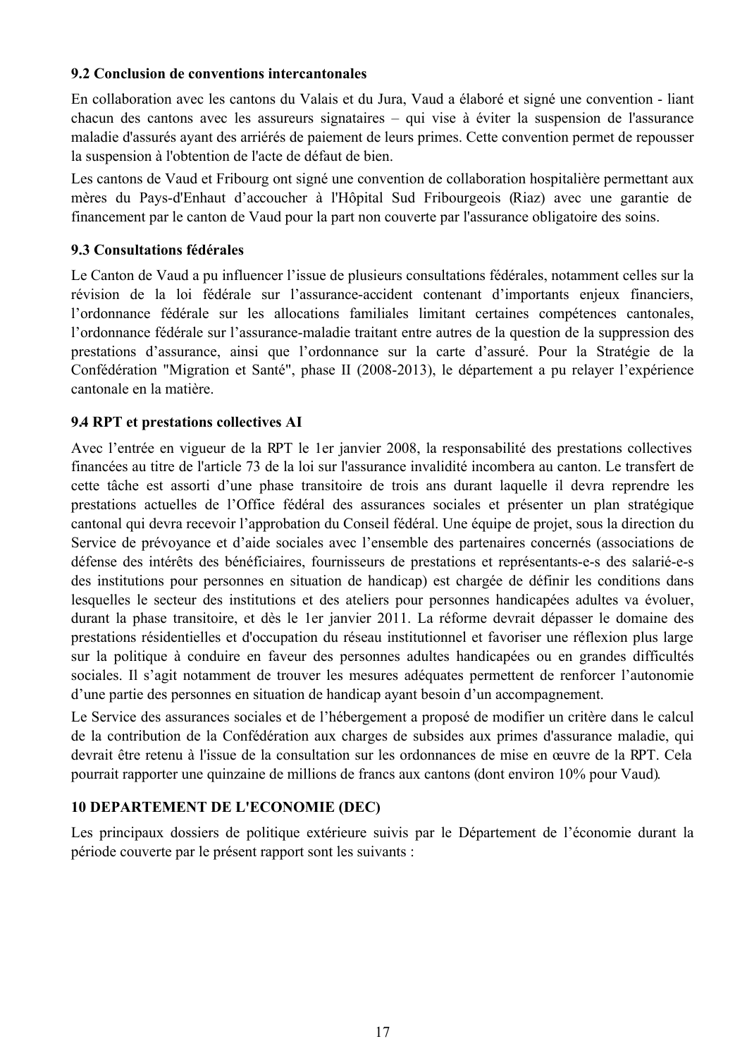### 9.2 Conclusion de conventions intercantonales

En collaboration avec les cantons du Valais et du Jura, Vaud a élaboré et signé une convention - liant chacun des cantons avec les assureurs signataires – qui vise à éviter la suspension de l'assurance maladie d'assurés ayant des arriérés de paiement de leurs primes. Cette convention permet de repousser la suspension à l'obtention de l'acte de défaut de bien.

Les cantons de Vaud et Fribourg ont signé une convention de collaboration hospitalière permettant aux mères du Pays-d'Enhaut d'accoucher à l'Hôpital Sud Fribourgeois (Riaz) avec une garantie de financement par le canton de Vaud pour la part non couverte par l'assurance obligatoire des soins.

### 9.3 Consultations fédérales

Le Canton de Vaud a pu influencer l'issue de plusieurs consultations fédérales, notamment celles sur la révision de la loi fédérale sur l'assurance-accident contenant d'importants enjeux financiers, l'ordonnance fédérale sur les allocations familiales limitant certaines compétences cantonales, l'ordonnance fédérale sur l'assurance-maladie traitant entre autres de la question de la suppression des prestations d'assurance, ainsi que l'ordonnance sur la carte d'assuré. Pour la Stratégie de la Confédération "Migration et Santé", phase II (2008-2013), le département a pu relayer l'expérience cantonale en la matière.

### 9.4 RPT et prestations collectives AI

Avec l'entrée en vigueur de la RPT le 1er janvier 2008, la responsabilité des prestations collectives financées au titre de l'article 73 de la loi sur l'assurance invalidité incombera au canton. Le transfert de cette tâche est assorti d'une phase transitoire de trois ans durant laquelle il devra reprendre les prestations actuelles de l'Office fédéral des assurances sociales et présenter un plan stratégique cantonal qui devra recevoir l'approbation du Conseil fédéral. Une équipe de projet, sous la direction du Service de prévoyance et d'aide sociales avec l'ensemble des partenaires concernés (associations de défense des intérêts des bénéficiaires, fournisseurs de prestations et représentants-e-s des salarié-e-s des institutions pour personnes en situation de handicap) est chargée de définir les conditions dans lesquelles le secteur des institutions et des ateliers pour personnes handicapées adultes va évoluer, durant la phase transitoire, et dès le 1er janvier 2011. La réforme devrait dépasser le domaine des prestations résidentielles et d'occupation du réseau institutionnel et favoriser une réflexion plus large sur la politique à conduire en faveur des personnes adultes handicapées ou en grandes difficultés sociales. Il s'agit notamment de trouver les mesures adéquates permettent de renforcer l'autonomie d'une partie des personnes en situation de handicap ayant besoin d'un accompagnement.

Le Service des assurances sociales et de l'hébergement a proposé de modifier un critère dans le calcul de la contribution de la Confédération aux charges de subsides aux primes d'assurance maladie, qui devrait être retenu à l'issue de la consultation sur les ordonnances de mise en œuvre de la RPT. Cela pourrait rapporter une quinzaine de millions de francs aux cantons (dont environ 10% pour Vaud).

## 10 DEPARTEMENT DE L'ECONOMIE (DEC)

Les principaux dossiers de politique extérieure suivis par le Département de l'économie durant la période couverte par le présent rapport sont les suivants :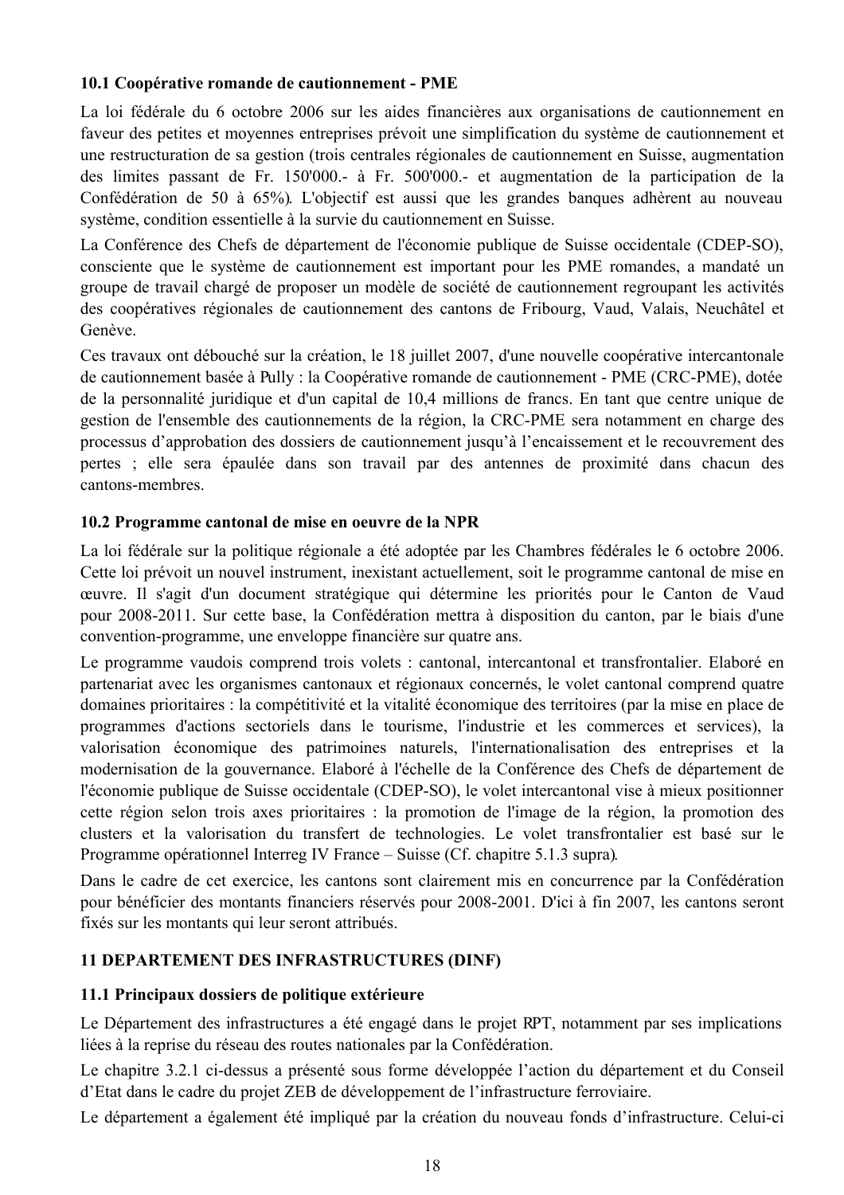### 10.1 Coopérative romande de cautionnement - PME

La loi fédérale du 6 octobre 2006 sur les aides financières aux organisations de cautionnement en faveur des petites et moyennes entreprises prévoit une simplification du système de cautionnement et une restructuration de sa gestion (trois centrales régionales de cautionnement en Suisse, augmentation des limites passant de Fr. 150'000.- à Fr. 500'000.- et augmentation de la participation de la Confédération de 50 à 65%). L'objectif est aussi que les grandes banques adhèrent au nouveau système, condition essentielle à la survie du cautionnement en Suisse.

La Conférence des Chefs de département de l'économie publique de Suisse occidentale (CDEP-SO), consciente que le système de cautionnement est important pour les PME romandes, a mandaté un groupe de travail chargé de proposer un modèle de société de cautionnement regroupant les activités des coopératives régionales de cautionnement des cantons de Fribourg, Vaud, Valais, Neuchâtel et Genève.

Ces travaux ont débouché sur la création, le 18 juillet 2007, d'une nouvelle coopérative intercantonale de cautionnement basée à Pully : la Coopérative romande de cautionnement - PME (CRC-PME), dotée de la personnalité juridique et d'un capital de 10,4 millions de francs. En tant que centre unique de gestion de l'ensemble des cautionnements de la région, la CRC-PME sera notamment en charge des processus d'approbation des dossiers de cautionnement jusqu'à l'encaissement et le recouvrement des pertes ; elle sera épaulée dans son travail par des antennes de proximité dans chacun des cantons-membres.

### 10.2 Programme cantonal de mise en oeuvre de la NPR

La loi fédérale sur la politique régionale a été adoptée par les Chambres fédérales le 6 octobre 2006. Cette loi prévoit un nouvel instrument, inexistant actuellement, soit le programme cantonal de mise en œuvre. Il s'agit d'un document stratégique qui détermine les priorités pour le Canton de Vaud pour 2008-2011. Sur cette base, la Confédération mettra à disposition du canton, par le biais d'une convention-programme, une enveloppe financière sur quatre ans.

Le programme vaudois comprend trois volets : cantonal, intercantonal et transfrontalier. Elaboré en partenariat avec les organismes cantonaux et régionaux concernés, le volet cantonal comprend quatre domaines prioritaires : la compétitivité et la vitalité économique des territoires (par la mise en place de programmes d'actions sectoriels dans le tourisme, l'industrie et les commerces et services), la valorisation économique des patrimoines naturels, l'internationalisation des entreprises et la modernisation de la gouvernance. Elaboré à l'échelle de la Conférence des Chefs de département de l'économie publique de Suisse occidentale (CDEP-SO), le volet intercantonal vise à mieux positionner cette région selon trois axes prioritaires : la promotion de l'image de la région, la promotion des clusters et la valorisation du transfert de technologies. Le volet transfrontalier est basé sur le Programme opérationnel Interreg IV France – Suisse (Cf. chapitre 5.1.3 supra).

Dans le cadre de cet exercice, les cantons sont clairement mis en concurrence par la Confédération pour bénéficier des montants financiers réservés pour 2008-2001. D'ici à fin 2007, les cantons seront fixés sur les montants qui leur seront attribués.

## 11 DEPARTEMENT DES INFRASTRUCTURES (DINF)

### 11.1 Principaux dossiers de politique extérieure

Le Département des infrastructures a été engagé dans le projet RPT, notamment par ses implications liées à la reprise du réseau des routes nationales par la Confédération.

Le chapitre 3.2.1 ci-dessus a présenté sous forme développée l'action du département et du Conseil d'Etat dans le cadre du projet ZEB de développement de l'infrastructure ferroviaire.

Le département a également été impliqué par la création du nouveau fonds d'infrastructure. Celui-ci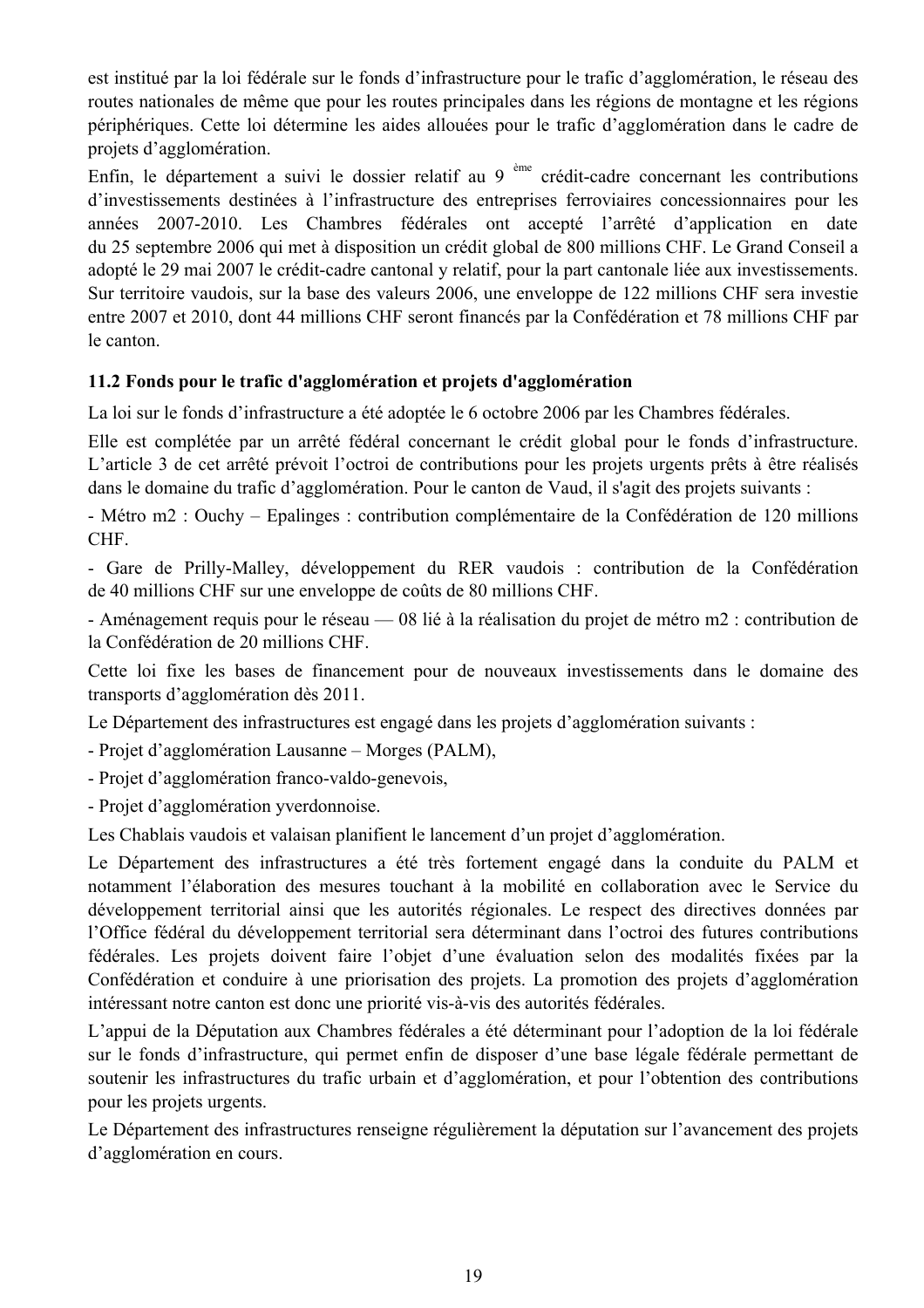est institué par la loi fédérale sur le fonds d'infrastructure pour le trafic d'agglomération, le réseau des routes nationales de même que pour les routes principales dans les régions de montagne et les régions périphériques. Cette loi détermine les aides allouées pour le trafic d'agglomération dans le cadre de projets d'agglomération.

Enfin, le département a suivi le dossier relatif au 9 ème crédit-cadre concernant les contributions d'investissements destinées à l'infrastructure des entreprises ferroviaires concessionnaires pour les années 2007-2010. Les Chambres fédérales ont accepté l'arrêté d'application en date du 25 septembre 2006 qui met à disposition un crédit global de 800 millions CHF. Le Grand Conseil a adopté le 29 mai 2007 le crédit-cadre cantonal y relatif, pour la part cantonale liée aux investissements. Sur territoire vaudois, sur la base des valeurs 2006, une enveloppe de 122 millions CHF sera investie entre 2007 et 2010, dont 44 millions CHF seront financés par la Confédération et 78 millions CHF par le canton.

**11.2 Fonds pour le trafic d'agglomération et projets d'agglomération**

La loi sur le fonds d'infrastructure a été adoptée le 6 octobre 2006 par les Chambres fédérales.

Elle est complétée par un arrêté fédéral concernant le crédit global pour le fonds d'infrastructure. L'article 3 de cet arrêté prévoit l'octroi de contributions pour les projets urgents prêts à être réalisés dans le domaine du trafic d'agglomération. Pour le canton de Vaud, il s'agit des projets suivants :

- Métro m2 : Ouchy – Epalinges : contribution complémentaire de la Confédération de 120 millions CHF.
- Gare de Prilly-Malley, développement du RER vaudois : contribution de la Confédération de 40 millions CHF sur une enveloppe de coûts de 80 millions CHF.
- Aménagement requis pour le réseau — 08 lié à la réalisation du projet de métro m2 : contribution de la Confédération de 20 millions CHF.

Cette loi fixe les bases de financement pour de nouveaux investissements dans le domaine des transports d'agglomération dès 2011.

Le Département des infrastructures est engagé dans les projets d'agglomération suivants :

- Projet d'agglomération Lausanne – Morges (PALM),
- Projet d'agglomération franco-valdo-genevois,
- Projet d'agglomération yverdonnoise.

Les Chablais vaudois et valaisan planifient le lancement d'un projet d'agglomération.

Le Département des infrastructures a été très fortement engagé dans la conduite du PALM et notamment l'élaboration des mesures touchant à la mobilité en collaboration avec le Service du développement territorial ainsi que les autorités régionales. Le respect des directives données par l'Office fédéral du développement territorial sera déterminant dans l'octroi des futures contributions fédérales. Les projets doivent faire l'objet d'une évaluation selon des modalités fixées par la Confédération et conduire à une priorisation des projets. La promotion des projets d'agglomération intéressant notre canton est donc une priorité vis-à-vis des autorités fédérales.

L'appui de la Députation aux Chambres fédérales a été déterminant pour l'adoption de la loi fédérale sur le fonds d'infrastructure, qui permet enfin de disposer d'une base légale fédérale permettant de soutenir les infrastructures du trafic urbain et d'agglomération, et pour l'obtention des contributions pour les projets urgents.

Le Département des infrastructures renseigne régulièrement la députation sur l'avancement des projets d'agglomération en cours.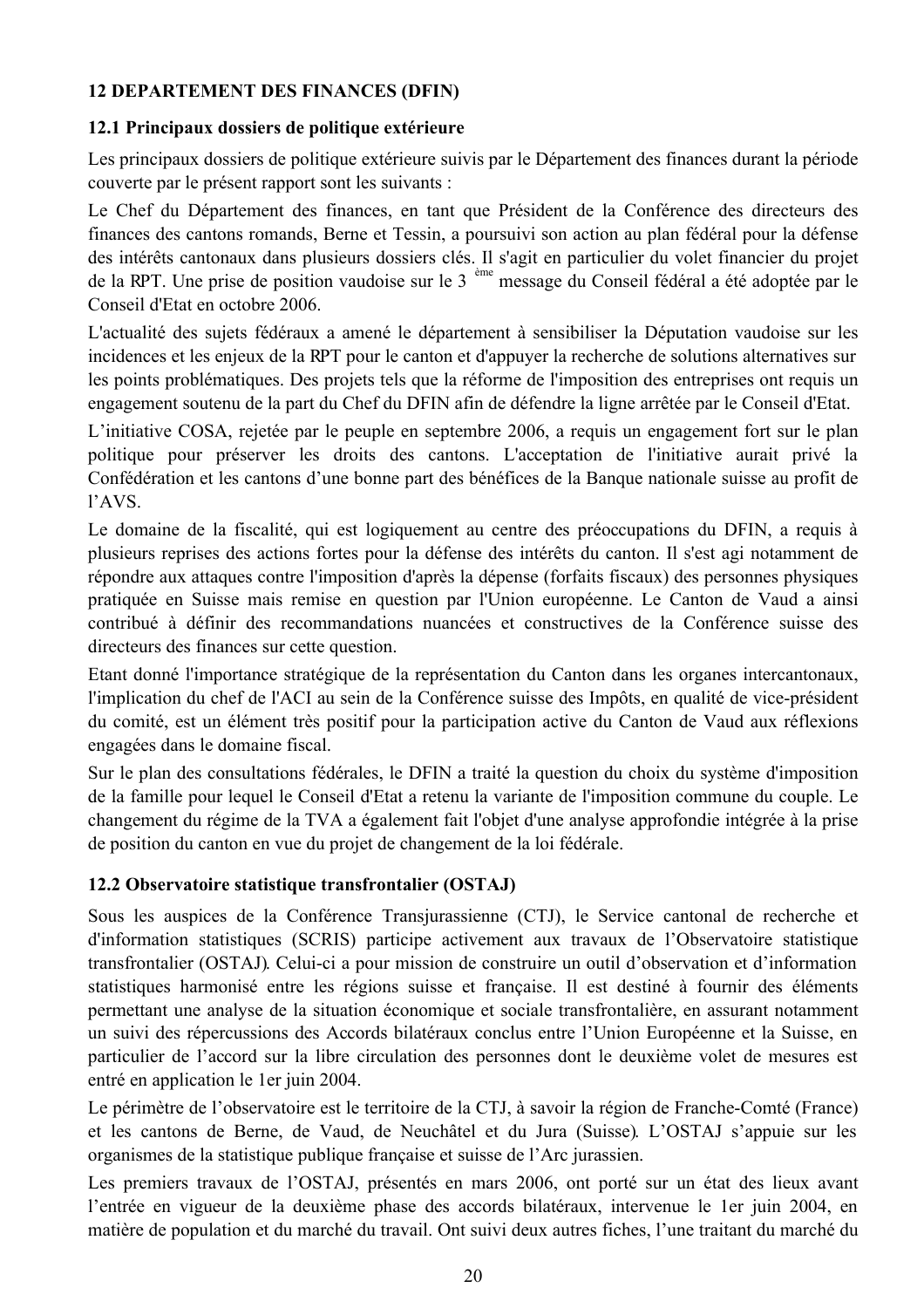## 12 DEPARTEMENT DES FINANCES (DFIN)

### 12.1 Principaux dossiers de politique extérieure

Les principaux dossiers de politique extérieure suivis par le Département des finances durant la période couverte par le présent rapport sont les suivants :

Le Chef du Département des finances, en tant que Président de la Conférence des directeurs des finances des cantons romands, Berne et Tessin, a poursuivi son action au plan fédéral pour la défense des intérêts cantonaux dans plusieurs dossiers clés. Il s'agit en particulier du volet financier du projet de la RPT. Une prise de position vaudoise sur le 3 ème message du Conseil fédéral a été adoptée par le Conseil d'Etat en octobre 2006.

L'actualité des sujets fédéraux a amené le département à sensibiliser la Députation vaudoise sur les incidences et les enjeux de la RPT pour le canton et d'appuyer la recherche de solutions alternatives sur les points problématiques. Des projets tels que la réforme de l'imposition des entreprises ont requis un engagement soutenu de la part du Chef du DFIN afin de défendre la ligne arrêtée par le Conseil d'Etat.

L'initiative COSA, rejetée par le peuple en septembre 2006, a requis un engagement fort sur le plan politique pour préserver les droits des cantons. L'acceptation de l'initiative aurait privé la Confédération et les cantons d'une bonne part des bénéfices de la Banque nationale suisse au profit de l'AVS.

Le domaine de la fiscalité, qui est logiquement au centre des préoccupations du DFIN, a requis à plusieurs reprises des actions fortes pour la défense des intérêts du canton. Il s'est agi notamment de répondre aux attaques contre l'imposition d'après la dépense (forfaits fiscaux) des personnes physiques pratiquée en Suisse mais remise en question par l'Union européenne. Le Canton de Vaud a ainsi contribué à définir des recommandations nuancées et constructives de la Conférence suisse des directeurs des finances sur cette question.

Etant donné l'importance stratégique de la représentation du Canton dans les organes intercantonaux, l'implication du chef de l'ACI au sein de la Conférence suisse des Impôts, en qualité de vice-président du comité, est un élément très positif pour la participation active du Canton de Vaud aux réflexions engagées dans le domaine fiscal.

Sur le plan des consultations fédérales, le DFIN a traité la question du choix du système d'imposition de la famille pour lequel le Conseil d'Etat a retenu la variante de l'imposition commune du couple. Le changement du régime de la TVA a également fait l'objet d'une analyse approfondie intégrée à la prise de position du canton en vue du projet de changement de la loi fédérale.

### 12.2 Observatoire statistique transfrontalier (OSTAJ)

Sous les auspices de la Conférence Transjurassienne (CTJ), le Service cantonal de recherche et d'information statistiques (SCRIS) participe activement aux travaux de l'Observatoire statistique transfrontalier (OSTAJ). Celui-ci a pour mission de construire un outil d'observation et d'information statistiques harmonisé entre les régions suisse et française. Il est destiné à fournir des éléments permettant une analyse de la situation économique et sociale transfrontalière, en assurant notamment un suivi des répercussions des Accords bilatéraux conclus entre l'Union Européenne et la Suisse, en particulier de l'accord sur la libre circulation des personnes dont le deuxième volet de mesures est entré en application le 1er juin 2004.

Le périmètre de l'observatoire est le territoire de la CTJ, à savoir la région de Franche-Comté (France) et les cantons de Berne, de Vaud, de Neuchâtel et du Jura (Suisse). L'OSTAJ s'appuie sur les organismes de la statistique publique française et suisse de l'Arc jurassien.

Les premiers travaux de l'OSTAJ, présentés en mars 2006, ont porté sur un état des lieux avant l'entrée en vigueur de la deuxième phase des accords bilatéraux, intervenue le 1er juin 2004, en matière de population et du marché du travail. Ont suivi deux autres fiches, l'une traitant du marché du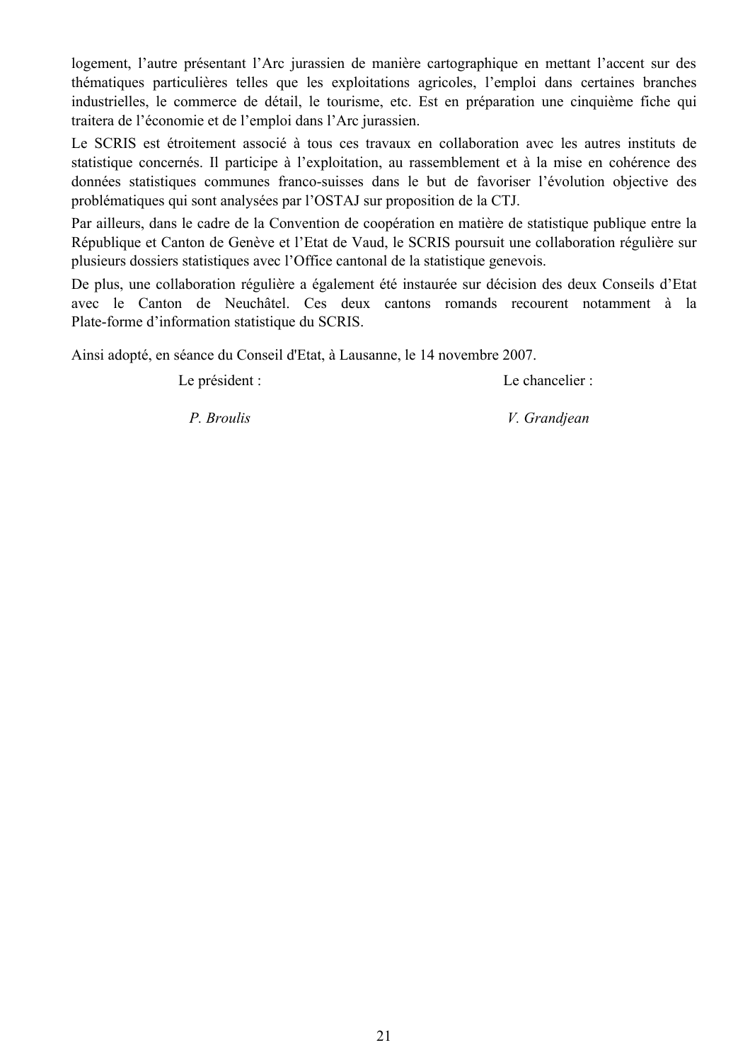logement, l'autre présentant l'Arc jurassien de manière cartographique en mettant l'accent sur des thématiques particulières telles que les exploitations agricoles, l'emploi dans certaines branches industrielles, le commerce de détail, le tourisme, etc. Est en préparation une cinquième fiche qui traitera de l'économie et de l'emploi dans l'Arc jurassien.

Le SCRIS est étroitement associé à tous ces travaux en collaboration avec les autres instituts de statistique concernés. Il participe à l'exploitation, au rassemblement et à la mise en cohérence des données statistiques communes franco-suisses dans le but de favoriser l'évolution objective des problématiques qui sont analysées par l'OSTAJ sur proposition de la CTJ.

Par ailleurs, dans le cadre de la Convention de coopération en matière de statistique publique entre la République et Canton de Genève et l'Etat de Vaud, le SCRIS poursuit une collaboration régulière sur plusieurs dossiers statistiques avec l'Office cantonal de la statistique genevois.

De plus, une collaboration régulière a également été instaurée sur décision des deux Conseils d'Etat avec le Canton de Neuchâtel. Ces deux cantons romands recourent notamment à la Plate-forme d'information statistique du SCRIS.

Ainsi adopté, en séance du Conseil d'Etat, à Lausanne, le 14 novembre 2007.

Le président : Le chancelier :

*P. Broulis* *V. Grandjean*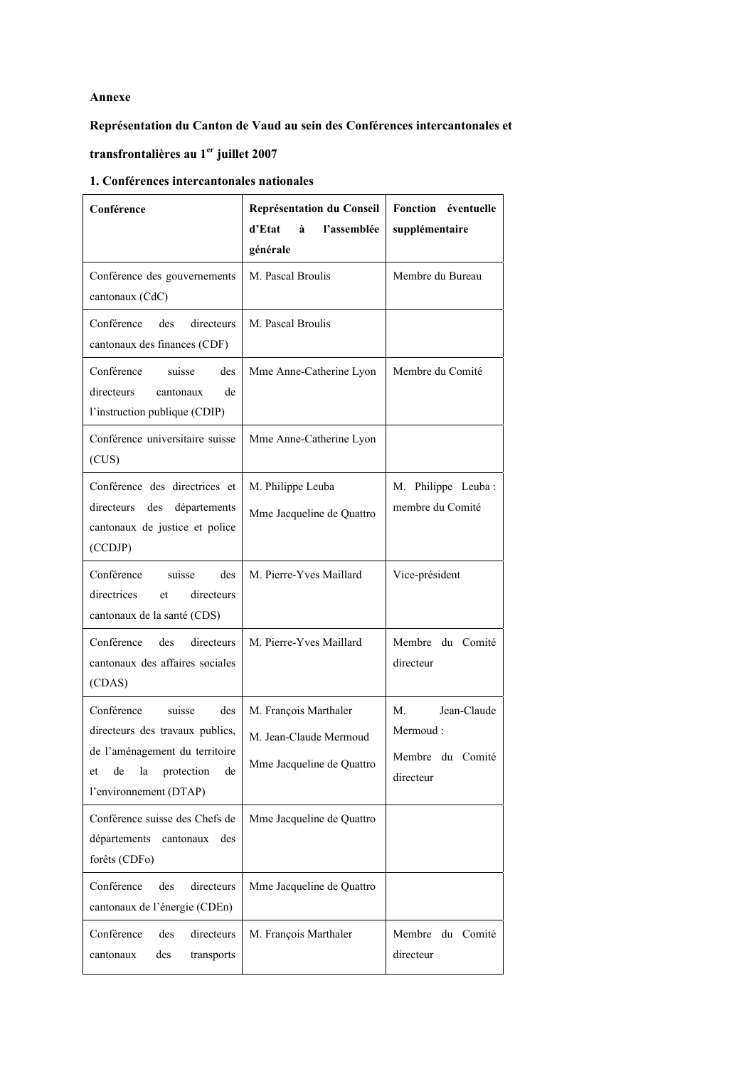**Annexe**

**Représentation du Canton de Vaud au sein des Conférences intercantonales et transfrontalières au 1er juillet 2007**

**1. Conférences intercantonales nationales**

| Conférence | Représentation du Conseil d'Etat à l'assemblée générale | Fonction éventuelle supplémentaire |
|---|---|---|
| Conférence des gouvernements cantonaux (CdC) | M. Pascal Broulis | Membre du Bureau |
| Conférence des directeurs cantonaux des finances (CDF) | M. Pascal Broulis | |
| Conférence suisse des directeurs cantonaux de l'instruction publique (CDIP) | Mme Anne-Catherine Lyon | Membre du Comité |
| Conférence universitaire suisse (CUS) | Mme Anne-Catherine Lyon | |
| Conférence des directrices et directeurs des départements cantonaux de justice et police (CCDJP) | M. Philippe Leuba<br>Mme Jacqueline de Quattro | M. Philippe Leuba : membre du Comité |
| Conférence suisse des directrices et directeurs cantonaux de la santé (CDS) | M. Pierre-Yves Maillard | Vice-président |
| Conférence des directeurs cantonaux des affaires sociales (CDAS) | M. Pierre-Yves Maillard | Membre du Comité directeur |
| Conférence suisse des directeurs des travaux publics, de l'aménagement du territoire et de la protection de l'environnement (DTAP) | M. François Marthaler<br>M. Jean-Claude Mermoud<br>Mme Jacqueline de Quattro | M. Jean-Claude Mermoud :<br>Membre du Comité directeur |
| Conférence suisse des Chefs de départements cantonaux des forêts (CDFo) | Mme Jacqueline de Quattro | |
| Conférence des directeurs cantonaux de l'énergie (CDEn) | Mme Jacqueline de Quattro | |
| Conférence des directeurs cantonaux des transports | M. François Marthaler | Membre du Comité directeur |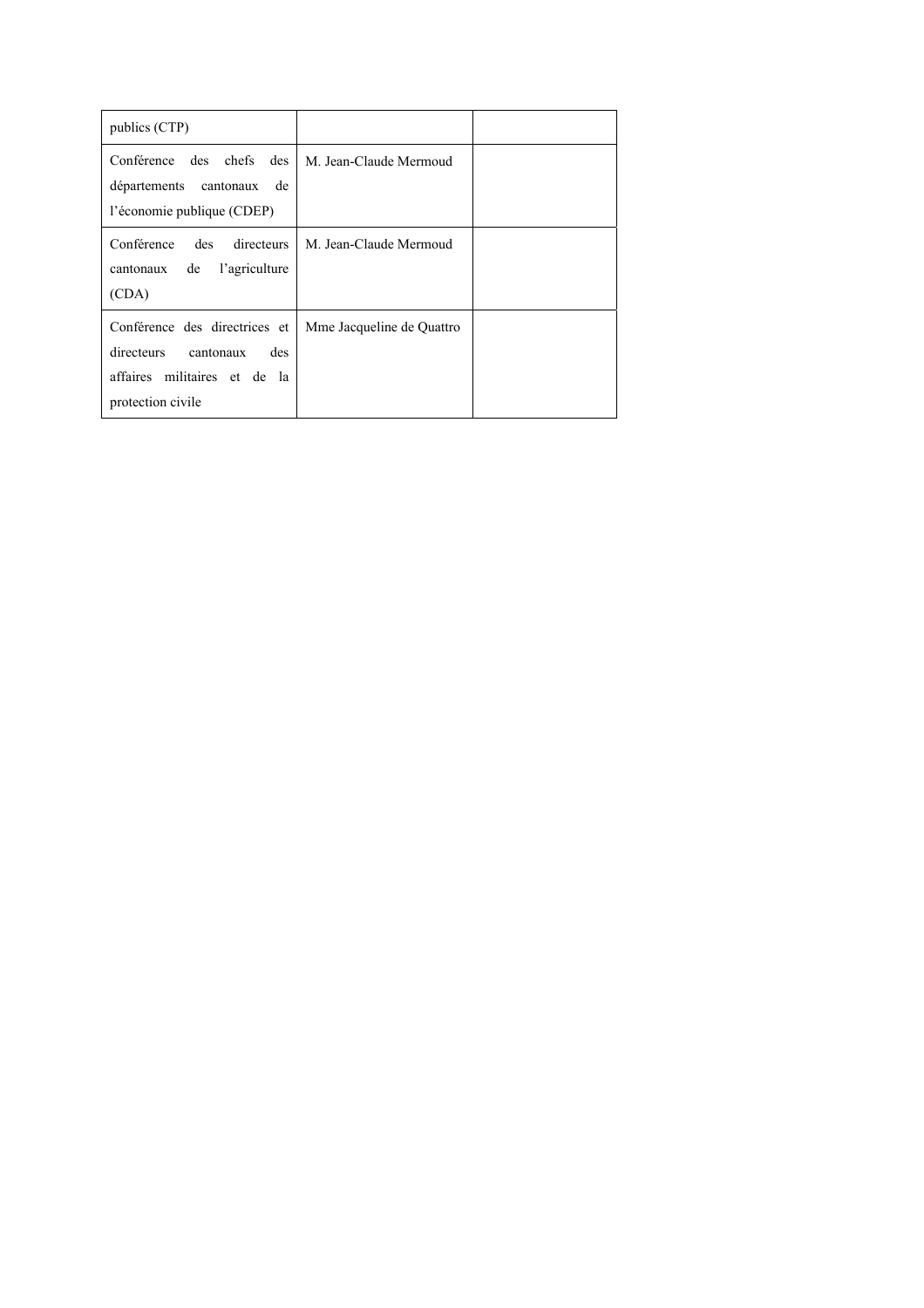| | | |
|---|---|---|
| publics (CTP) | | |
| Conférence des chefs des départements cantonaux de l'économie publique (CDEP) | M. Jean-Claude Mermoud | |
| Conférence des directeurs cantonaux de l'agriculture (CDA) | M. Jean-Claude Mermoud | |
| Conférence des directrices et directeurs cantonaux des affaires militaires et de la protection civile | Mme Jacqueline de Quattro | |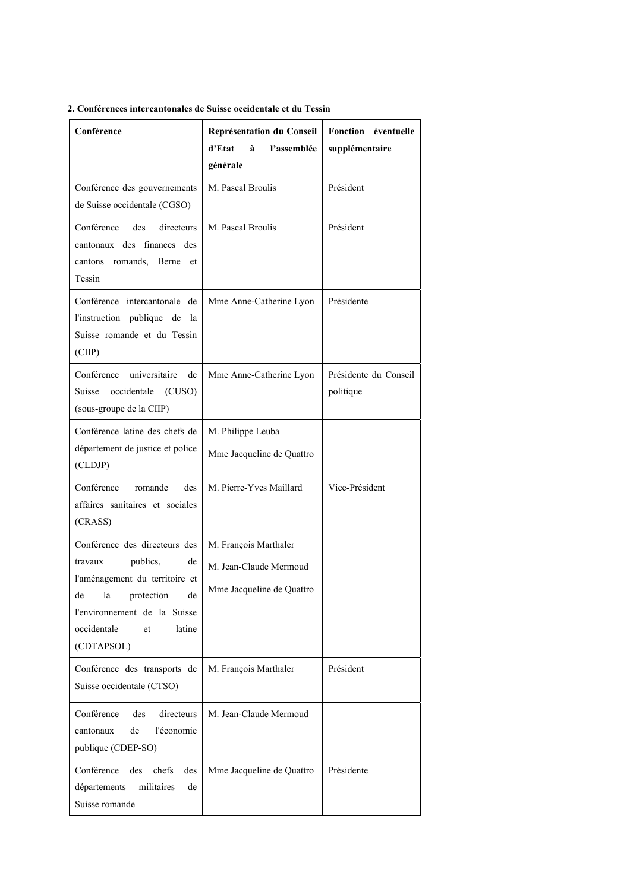**2. Conférences intercantonales de Suisse occidentale et du Tessin**

| Conférence | Représentation du Conseil d'Etat à l'assemblée générale | Fonction éventuelle supplémentaire |
|---|---|---|
| Conférence des gouvernements de Suisse occidentale (CGSO) | M. Pascal Broulis | Président |
| Conférence des directeurs cantonaux des finances des cantons romands, Berne et Tessin | M. Pascal Broulis | Président |
| Conférence intercantonale de l'instruction publique de la Suisse romande et du Tessin (CIIP) | Mme Anne-Catherine Lyon | Présidente |
| Conférence universitaire de Suisse occidentale (CUSO) (sous-groupe de la CIIP) | Mme Anne-Catherine Lyon | Présidente du Conseil politique |
| Conférence latine des chefs de département de justice et police (CLDJP) | M. Philippe Leuba<br>Mme Jacqueline de Quattro | |
| Conférence romande des affaires sanitaires et sociales (CRASS) | M. Pierre-Yves Maillard | Vice-Président |
| Conférence des directeurs des travaux publics, de l'aménagement du territoire et de la protection de l'environnement de la Suisse occidentale et latine (CDTAPSOL) | M. François Marthaler<br>M. Jean-Claude Mermoud<br>Mme Jacqueline de Quattro | |
| Conférence des transports de Suisse occidentale (CTSO) | M. François Marthaler | Président |
| Conférence des directeurs cantonaux de l'économie publique (CDEP-SO) | M. Jean-Claude Mermoud | |
| Conférence des chefs des départements militaires de Suisse romande | Mme Jacqueline de Quattro | Présidente |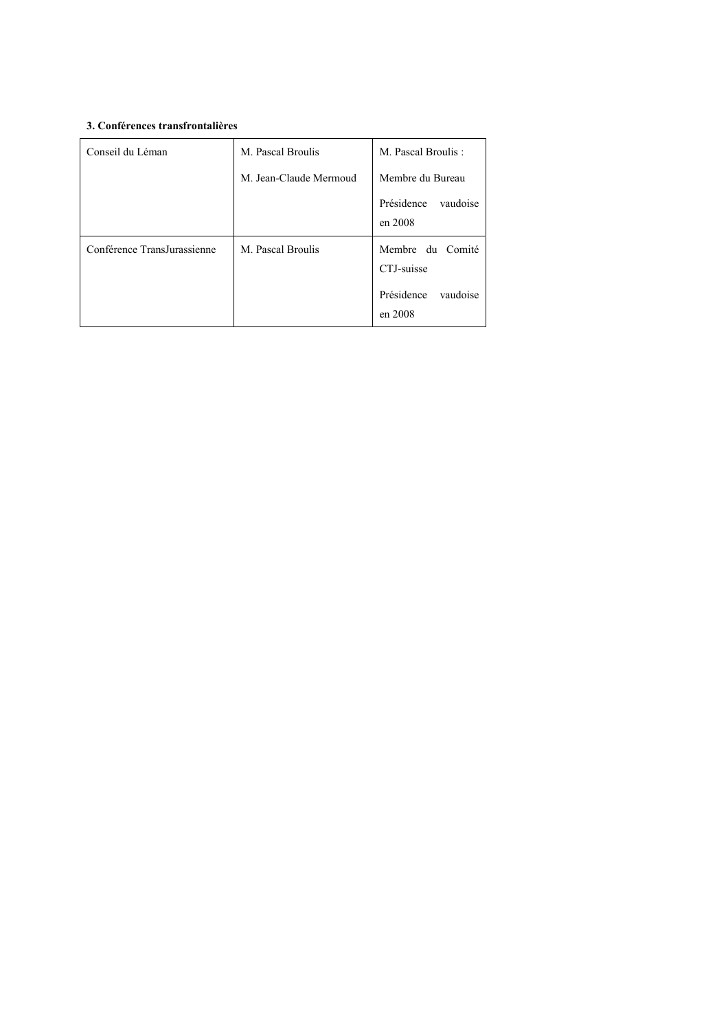**3. Conférences transfrontalières**

| | | |
|---|---|---|
| Conseil du Léman | M. Pascal Broulis<br>M. Jean-Claude Mermoud | M. Pascal Broulis :<br>Membre du Bureau<br>Présidence vaudoise en 2008 |
| Conférence TransJurassienne | M. Pascal Broulis | Membre du Comité CTJ-suisse<br>Présidence vaudoise en 2008 |